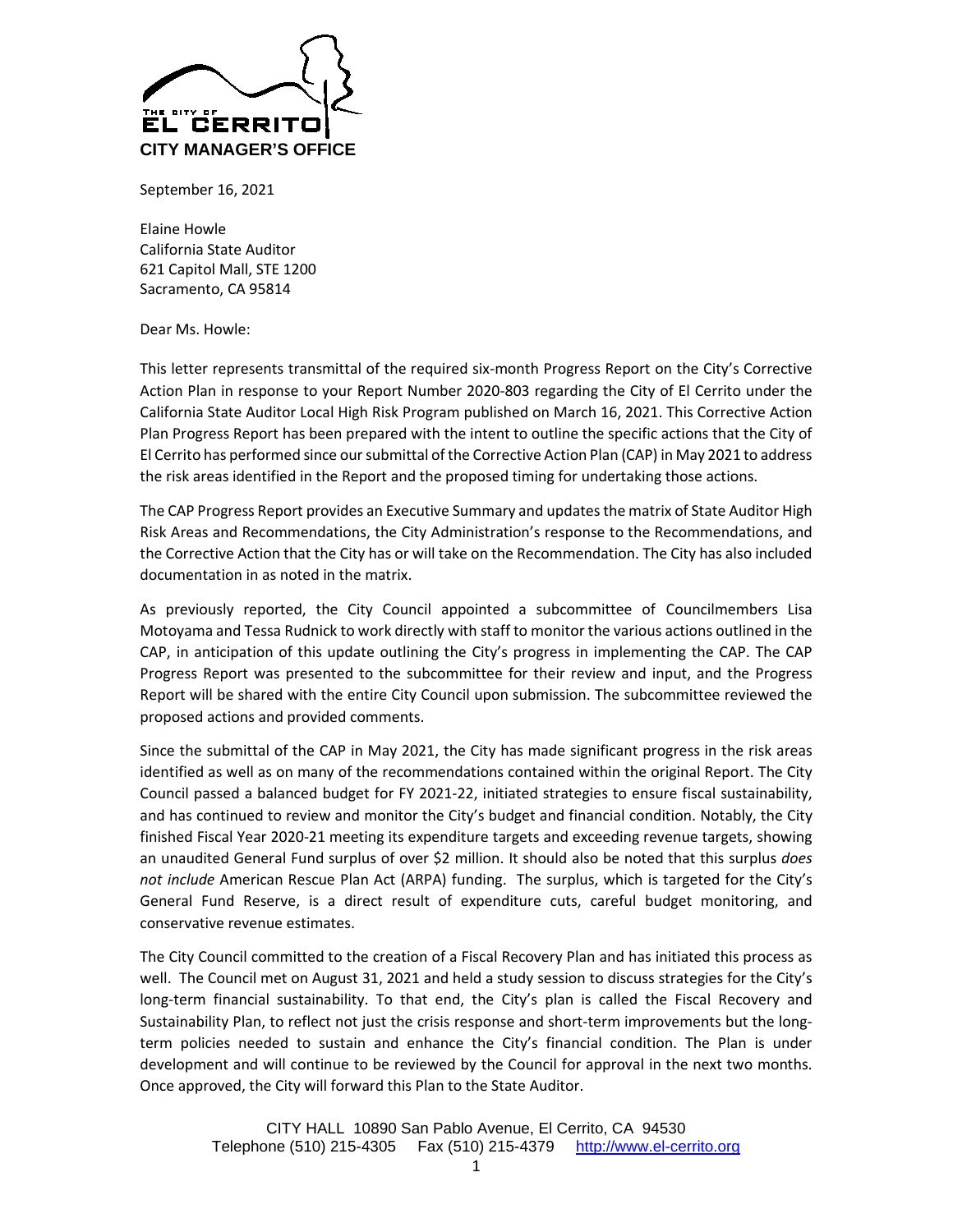THE CITY OF EL CERRITO

**CITY MANAGER'S OFFICE**

September 16, 2021

Elaine Howle
California State Auditor
621 Capitol Mall, STE 1200
Sacramento, CA 95814

Dear Ms. Howle:

This letter represents transmittal of the required six-month Progress Report on the City's Corrective Action Plan in response to your Report Number 2020-803 regarding the City of El Cerrito under the California State Auditor Local High Risk Program published on March 16, 2021. This Corrective Action Plan Progress Report has been prepared with the intent to outline the specific actions that the City of El Cerrito has performed since our submittal of the Corrective Action Plan (CAP) in May 2021 to address the risk areas identified in the Report and the proposed timing for undertaking those actions.

The CAP Progress Report provides an Executive Summary and updates the matrix of State Auditor High Risk Areas and Recommendations, the City Administration's response to the Recommendations, and the Corrective Action that the City has or will take on the Recommendation. The City has also included documentation in as noted in the matrix.

As previously reported, the City Council appointed a subcommittee of Councilmembers Lisa Motoyama and Tessa Rudnick to work directly with staff to monitor the various actions outlined in the CAP, in anticipation of this update outlining the City's progress in implementing the CAP. The CAP Progress Report was presented to the subcommittee for their review and input, and the Progress Report will be shared with the entire City Council upon submission. The subcommittee reviewed the proposed actions and provided comments.

Since the submittal of the CAP in May 2021, the City has made significant progress in the risk areas identified as well as on many of the recommendations contained within the original Report. The City Council passed a balanced budget for FY 2021-22, initiated strategies to ensure fiscal sustainability, and has continued to review and monitor the City's budget and financial condition. Notably, the City finished Fiscal Year 2020-21 meeting its expenditure targets and exceeding revenue targets, showing an unaudited General Fund surplus of over $2 million. It should also be noted that this surplus *does not include* American Rescue Plan Act (ARPA) funding. The surplus, which is targeted for the City's General Fund Reserve, is a direct result of expenditure cuts, careful budget monitoring, and conservative revenue estimates.

The City Council committed to the creation of a Fiscal Recovery Plan and has initiated this process as well. The Council met on August 31, 2021 and held a study session to discuss strategies for the City's long-term financial sustainability. To that end, the City's plan is called the Fiscal Recovery and Sustainability Plan, to reflect not just the crisis response and short-term improvements but the long-term policies needed to sustain and enhance the City's financial condition. The Plan is under development and will continue to be reviewed by the Council for approval in the next two months. Once approved, the City will forward this Plan to the State Auditor.

CITY HALL 10890 San Pablo Avenue, El Cerrito, CA 94530
Telephone (510) 215-4305 Fax (510) 215-4379 http://www.el-cerrito.org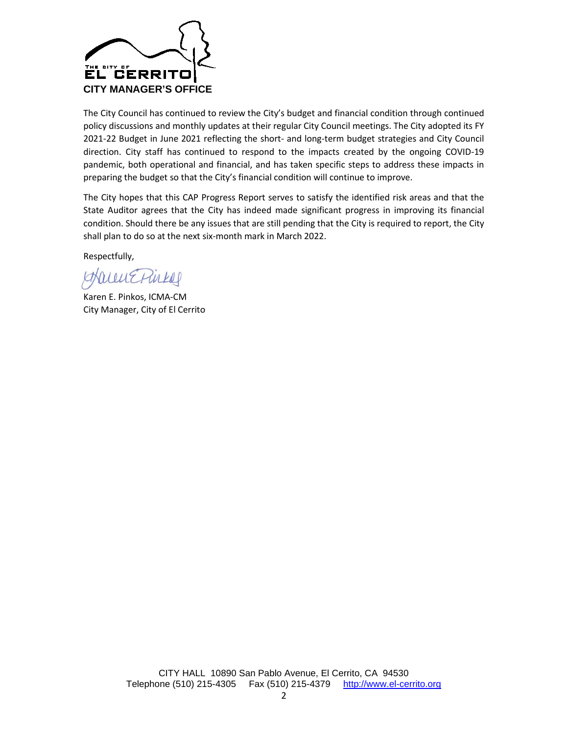**CITY MANAGER'S OFFICE**

The City Council has continued to review the City's budget and financial condition through continued policy discussions and monthly updates at their regular City Council meetings. The City adopted its FY 2021-22 Budget in June 2021 reflecting the short- and long-term budget strategies and City Council direction. City staff has continued to respond to the impacts created by the ongoing COVID-19 pandemic, both operational and financial, and has taken specific steps to address these impacts in preparing the budget so that the City's financial condition will continue to improve.

The City hopes that this CAP Progress Report serves to satisfy the identified risk areas and that the State Auditor agrees that the City has indeed made significant progress in improving its financial condition. Should there be any issues that are still pending that the City is required to report, the City shall plan to do so at the next six-month mark in March 2022.

Respectfully,

Karen E. Pinkos, ICMA-CM
City Manager, City of El Cerrito

CITY HALL 10890 San Pablo Avenue, El Cerrito, CA 94530
Telephone (510) 215-4305 Fax (510) 215-4379 http://www.el-cerrito.org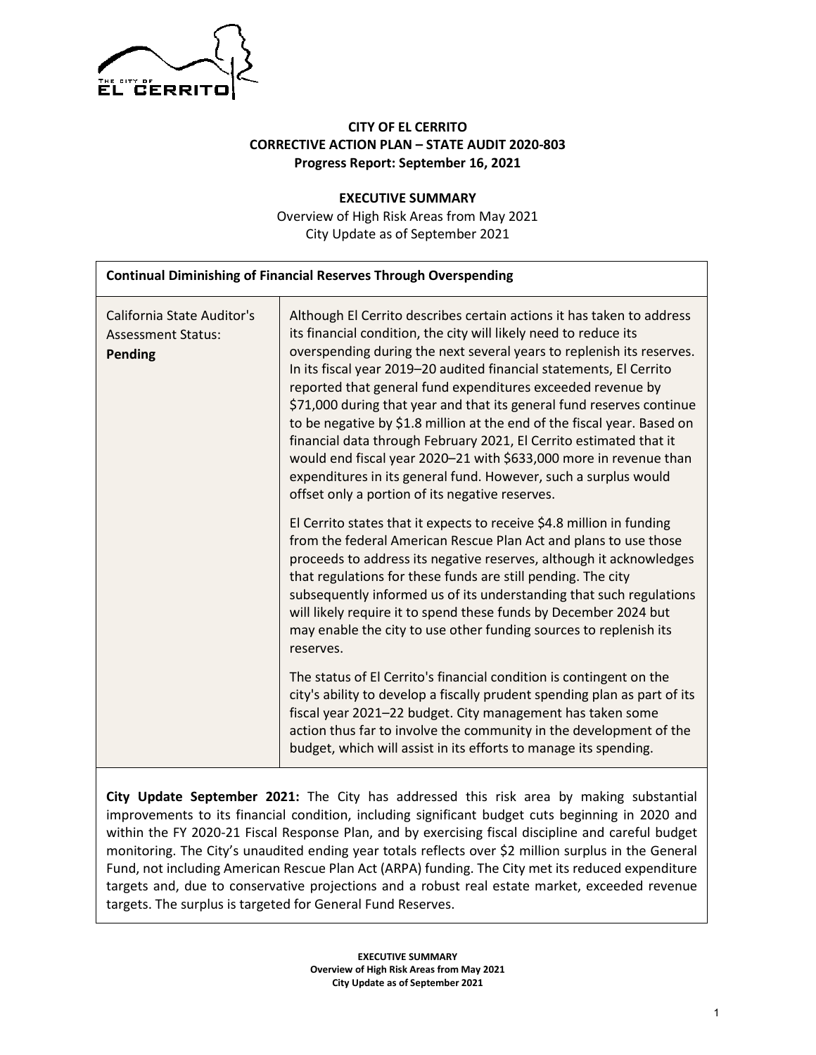**CITY OF EL CERRITO**
**CORRECTIVE ACTION PLAN – STATE AUDIT 2020-803**
**Progress Report: September 16, 2021**

**EXECUTIVE SUMMARY**

Overview of High Risk Areas from May 2021
City Update as of September 2021

| **Continual Diminishing of Financial Reserves Through Overspending** | |
|---|---|
| California State Auditor's Assessment Status: **Pending** | Although El Cerrito describes certain actions it has taken to address its financial condition, the city will likely need to reduce its overspending during the next several years to replenish its reserves. In its fiscal year 2019–20 audited financial statements, El Cerrito reported that general fund expenditures exceeded revenue by $71,000 during that year and that its general fund reserves continue to be negative by $1.8 million at the end of the fiscal year. Based on financial data through February 2021, El Cerrito estimated that it would end fiscal year 2020–21 with $633,000 more in revenue than expenditures in its general fund. However, such a surplus would offset only a portion of its negative reserves.<br><br>El Cerrito states that it expects to receive $4.8 million in funding from the federal American Rescue Plan Act and plans to use those proceeds to address its negative reserves, although it acknowledges that regulations for these funds are still pending. The city subsequently informed us of its understanding that such regulations will likely require it to spend these funds by December 2024 but may enable the city to use other funding sources to replenish its reserves.<br><br>The status of El Cerrito's financial condition is contingent on the city's ability to develop a fiscally prudent spending plan as part of its fiscal year 2021–22 budget. City management has taken some action thus far to involve the community in the development of the budget, which will assist in its efforts to manage its spending. |

**City Update September 2021:** The City has addressed this risk area by making substantial improvements to its financial condition, including significant budget cuts beginning in 2020 and within the FY 2020-21 Fiscal Response Plan, and by exercising fiscal discipline and careful budget monitoring. The City's unaudited ending year totals reflects over $2 million surplus in the General Fund, not including American Rescue Plan Act (ARPA) funding. The City met its reduced expenditure targets and, due to conservative projections and a robust real estate market, exceeded revenue targets. The surplus is targeted for General Fund Reserves.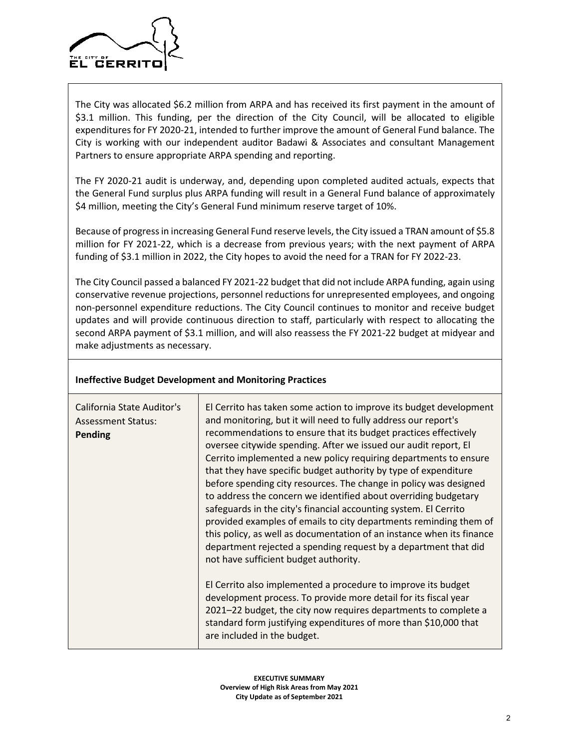The City was allocated \$6.2 million from ARPA and has received its first payment in the amount of \$3.1 million. This funding, per the direction of the City Council, will be allocated to eligible expenditures for FY 2020-21, intended to further improve the amount of General Fund balance. The City is working with our independent auditor Badawi & Associates and consultant Management Partners to ensure appropriate ARPA spending and reporting.

The FY 2020-21 audit is underway, and, depending upon completed audited actuals, expects that the General Fund surplus plus ARPA funding will result in a General Fund balance of approximately \$4 million, meeting the City's General Fund minimum reserve target of 10%.

Because of progress in increasing General Fund reserve levels, the City issued a TRAN amount of \$5.8 million for FY 2021-22, which is a decrease from previous years; with the next payment of ARPA funding of \$3.1 million in 2022, the City hopes to avoid the need for a TRAN for FY 2022-23.

The City Council passed a balanced FY 2021-22 budget that did not include ARPA funding, again using conservative revenue projections, personnel reductions for unrepresented employees, and ongoing non-personnel expenditure reductions. The City Council continues to monitor and receive budget updates and will provide continuous direction to staff, particularly with respect to allocating the second ARPA payment of \$3.1 million, and will also reassess the FY 2021-22 budget at midyear and make adjustments as necessary.

**Ineffective Budget Development and Monitoring Practices**

| California State Auditor's Assessment Status: **Pending** | El Cerrito has taken some action to improve its budget development and monitoring, but it will need to fully address our report's recommendations to ensure that its budget practices effectively oversee citywide spending. After we issued our audit report, El Cerrito implemented a new policy requiring departments to ensure that they have specific budget authority by type of expenditure before spending city resources. The change in policy was designed to address the concern we identified about overriding budgetary safeguards in the city's financial accounting system. El Cerrito provided examples of emails to city departments reminding them of this policy, as well as documentation of an instance when its finance department rejected a spending request by a department that did not have sufficient budget authority.<br><br>El Cerrito also implemented a procedure to improve its budget development process. To provide more detail for its fiscal year 2021–22 budget, the city now requires departments to complete a standard form justifying expenditures of more than \$10,000 that are included in the budget. |
|---|---|

**EXECUTIVE SUMMARY**
**Overview of High Risk Areas from May 2021**
**City Update as of September 2021**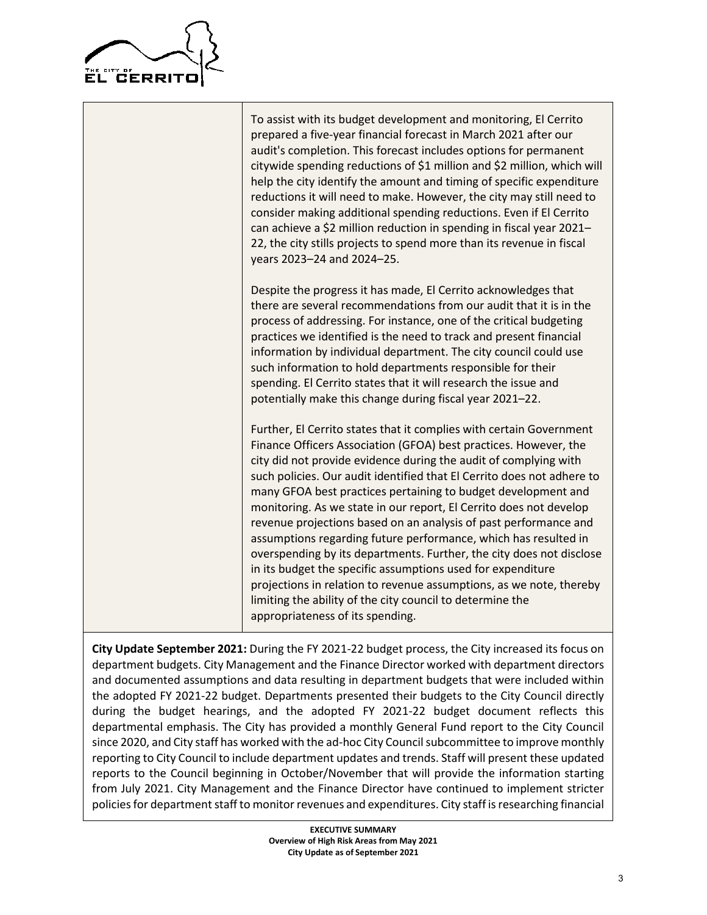| | |
|---|---|
| | To assist with its budget development and monitoring, El Cerrito prepared a five-year financial forecast in March 2021 after our audit's completion. This forecast includes options for permanent citywide spending reductions of $1 million and $2 million, which will help the city identify the amount and timing of specific expenditure reductions it will need to make. However, the city may still need to consider making additional spending reductions. Even if El Cerrito can achieve a $2 million reduction in spending in fiscal year 2021–22, the city stills projects to spend more than its revenue in fiscal years 2023–24 and 2024–25.<br><br>Despite the progress it has made, El Cerrito acknowledges that there are several recommendations from our audit that it is in the process of addressing. For instance, one of the critical budgeting practices we identified is the need to track and present financial information by individual department. The city council could use such information to hold departments responsible for their spending. El Cerrito states that it will research the issue and potentially make this change during fiscal year 2021–22.<br><br>Further, El Cerrito states that it complies with certain Government Finance Officers Association (GFOA) best practices. However, the city did not provide evidence during the audit of complying with such policies. Our audit identified that El Cerrito does not adhere to many GFOA best practices pertaining to budget development and monitoring. As we state in our report, El Cerrito does not develop revenue projections based on an analysis of past performance and assumptions regarding future performance, which has resulted in overspending by its departments. Further, the city does not disclose in its budget the specific assumptions used for expenditure projections in relation to revenue assumptions, as we note, thereby limiting the ability of the city council to determine the appropriateness of its spending. |

**City Update September 2021:** During the FY 2021-22 budget process, the City increased its focus on department budgets. City Management and the Finance Director worked with department directors and documented assumptions and data resulting in department budgets that were included within the adopted FY 2021-22 budget. Departments presented their budgets to the City Council directly during the budget hearings, and the adopted FY 2021-22 budget document reflects this departmental emphasis. The City has provided a monthly General Fund report to the City Council since 2020, and City staff has worked with the ad-hoc City Council subcommittee to improve monthly reporting to City Council to include department updates and trends. Staff will present these updated reports to the Council beginning in October/November that will provide the information starting from July 2021. City Management and the Finance Director have continued to implement stricter policies for department staff to monitor revenues and expenditures. City staff is researching financial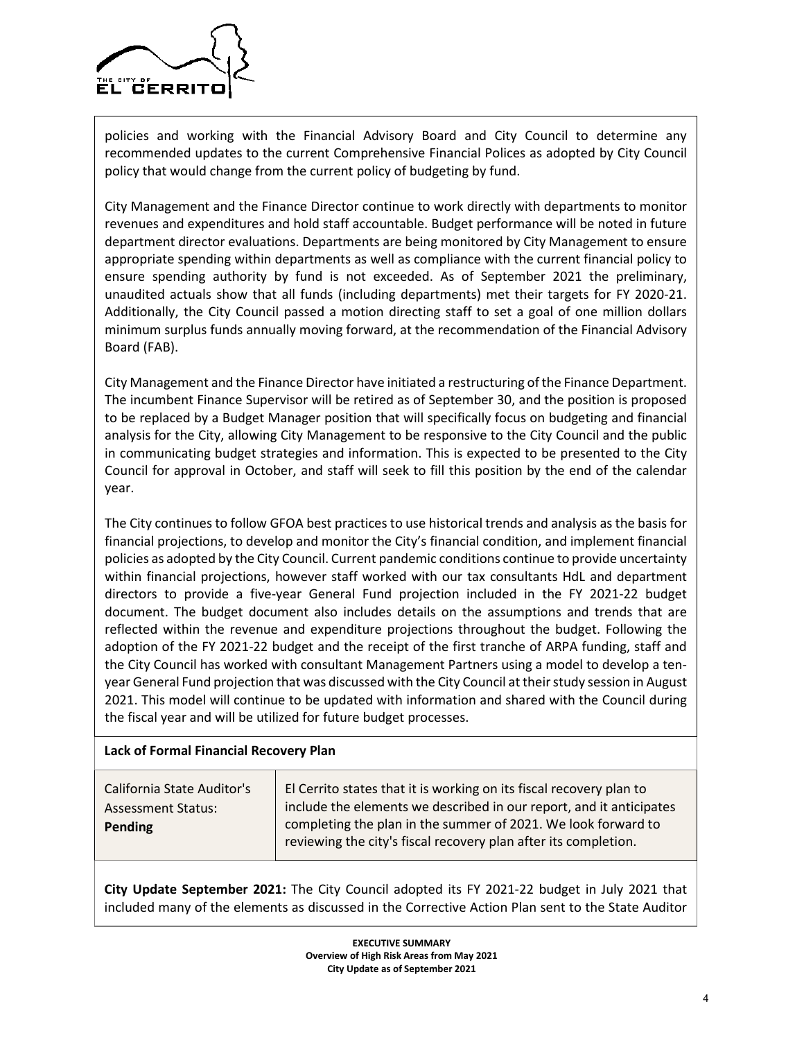policies and working with the Financial Advisory Board and City Council to determine any recommended updates to the current Comprehensive Financial Polices as adopted by City Council policy that would change from the current policy of budgeting by fund.

City Management and the Finance Director continue to work directly with departments to monitor revenues and expenditures and hold staff accountable. Budget performance will be noted in future department director evaluations. Departments are being monitored by City Management to ensure appropriate spending within departments as well as compliance with the current financial policy to ensure spending authority by fund is not exceeded. As of September 2021 the preliminary, unaudited actuals show that all funds (including departments) met their targets for FY 2020-21. Additionally, the City Council passed a motion directing staff to set a goal of one million dollars minimum surplus funds annually moving forward, at the recommendation of the Financial Advisory Board (FAB).

City Management and the Finance Director have initiated a restructuring of the Finance Department. The incumbent Finance Supervisor will be retired as of September 30, and the position is proposed to be replaced by a Budget Manager position that will specifically focus on budgeting and financial analysis for the City, allowing City Management to be responsive to the City Council and the public in communicating budget strategies and information. This is expected to be presented to the City Council for approval in October, and staff will seek to fill this position by the end of the calendar year.

The City continues to follow GFOA best practices to use historical trends and analysis as the basis for financial projections, to develop and monitor the City's financial condition, and implement financial policies as adopted by the City Council. Current pandemic conditions continue to provide uncertainty within financial projections, however staff worked with our tax consultants HdL and department directors to provide a five-year General Fund projection included in the FY 2021-22 budget document. The budget document also includes details on the assumptions and trends that are reflected within the revenue and expenditure projections throughout the budget. Following the adoption of the FY 2021-22 budget and the receipt of the first tranche of ARPA funding, staff and the City Council has worked with consultant Management Partners using a model to develop a ten-year General Fund projection that was discussed with the City Council at their study session in August 2021. This model will continue to be updated with information and shared with the Council during the fiscal year and will be utilized for future budget processes.

**Lack of Formal Financial Recovery Plan**

| California State Auditor's Assessment Status: **Pending** | El Cerrito states that it is working on its fiscal recovery plan to include the elements we described in our report, and it anticipates completing the plan in the summer of 2021. We look forward to reviewing the city's fiscal recovery plan after its completion. |
|---|---|

**City Update September 2021:** The City Council adopted its FY 2021-22 budget in July 2021 that included many of the elements as discussed in the Corrective Action Plan sent to the State Auditor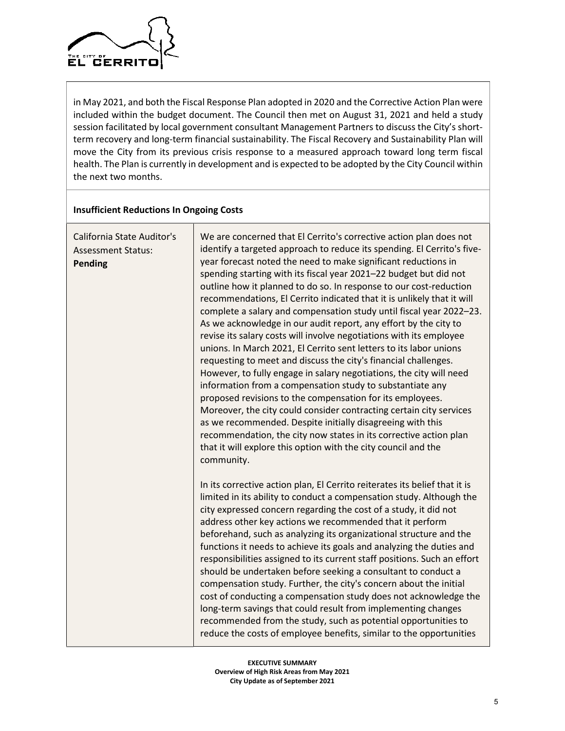in May 2021, and both the Fiscal Response Plan adopted in 2020 and the Corrective Action Plan were included within the budget document. The Council then met on August 31, 2021 and held a study session facilitated by local government consultant Management Partners to discuss the City's short-term recovery and long-term financial sustainability. The Fiscal Recovery and Sustainability Plan will move the City from its previous crisis response to a measured approach toward long term fiscal health. The Plan is currently in development and is expected to be adopted by the City Council within the next two months.

**Insufficient Reductions In Ongoing Costs**

| California State Auditor's Assessment Status: **Pending** | We are concerned that El Cerrito's corrective action plan does not identify a targeted approach to reduce its spending. El Cerrito's five-year forecast noted the need to make significant reductions in spending starting with its fiscal year 2021–22 budget but did not outline how it planned to do so. In response to our cost-reduction recommendations, El Cerrito indicated that it is unlikely that it will complete a salary and compensation study until fiscal year 2022–23. As we acknowledge in our audit report, any effort by the city to revise its salary costs will involve negotiations with its employee unions. In March 2021, El Cerrito sent letters to its labor unions requesting to meet and discuss the city's financial challenges. However, to fully engage in salary negotiations, the city will need information from a compensation study to substantiate any proposed revisions to the compensation for its employees. Moreover, the city could consider contracting certain city services as we recommended. Despite initially disagreeing with this recommendation, the city now states in its corrective action plan that it will explore this option with the city council and the community.<br><br>In its corrective action plan, El Cerrito reiterates its belief that it is limited in its ability to conduct a compensation study. Although the city expressed concern regarding the cost of a study, it did not address other key actions we recommended that it perform beforehand, such as analyzing its organizational structure and the functions it needs to achieve its goals and analyzing the duties and responsibilities assigned to its current staff positions. Such an effort should be undertaken before seeking a consultant to conduct a compensation study. Further, the city's concern about the initial cost of conducting a compensation study does not acknowledge the long-term savings that could result from implementing changes recommended from the study, such as potential opportunities to reduce the costs of employee benefits, similar to the opportunities |
|---|---|

**EXECUTIVE SUMMARY**
**Overview of High Risk Areas from May 2021**
**City Update as of September 2021**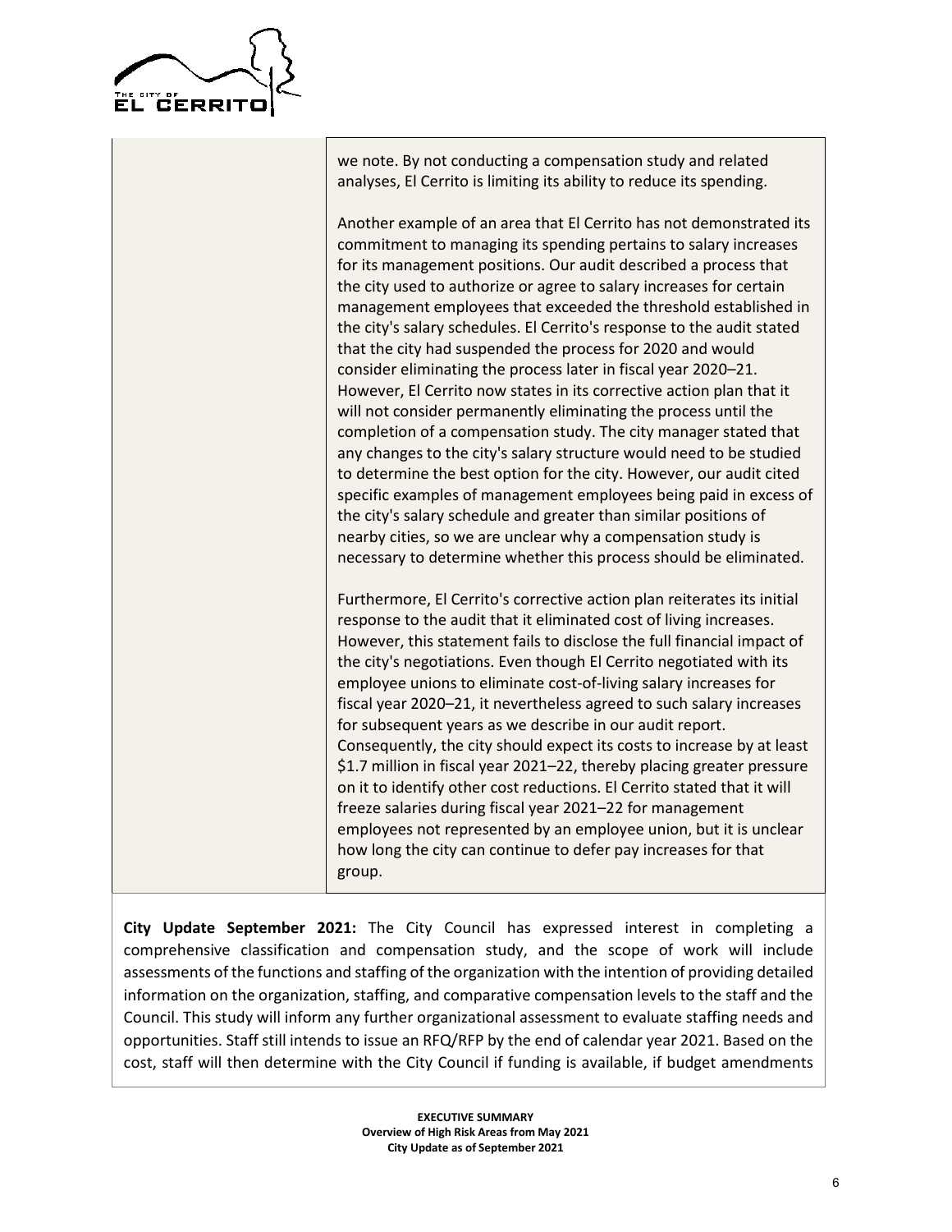| | |
|---|---|
| | we note. By not conducting a compensation study and related analyses, El Cerrito is limiting its ability to reduce its spending.<br><br>Another example of an area that El Cerrito has not demonstrated its commitment to managing its spending pertains to salary increases for its management positions. Our audit described a process that the city used to authorize or agree to salary increases for certain management employees that exceeded the threshold established in the city's salary schedules. El Cerrito's response to the audit stated that the city had suspended the process for 2020 and would consider eliminating the process later in fiscal year 2020–21. However, El Cerrito now states in its corrective action plan that it will not consider permanently eliminating the process until the completion of a compensation study. The city manager stated that any changes to the city's salary structure would need to be studied to determine the best option for the city. However, our audit cited specific examples of management employees being paid in excess of the city's salary schedule and greater than similar positions of nearby cities, so we are unclear why a compensation study is necessary to determine whether this process should be eliminated.<br><br>Furthermore, El Cerrito's corrective action plan reiterates its initial response to the audit that it eliminated cost of living increases. However, this statement fails to disclose the full financial impact of the city's negotiations. Even though El Cerrito negotiated with its employee unions to eliminate cost-of-living salary increases for fiscal year 2020–21, it nevertheless agreed to such salary increases for subsequent years as we describe in our audit report. Consequently, the city should expect its costs to increase by at least \$1.7 million in fiscal year 2021–22, thereby placing greater pressure on it to identify other cost reductions. El Cerrito stated that it will freeze salaries during fiscal year 2021–22 for management employees not represented by an employee union, but it is unclear how long the city can continue to defer pay increases for that group. |

**City Update September 2021:** The City Council has expressed interest in completing a comprehensive classification and compensation study, and the scope of work will include assessments of the functions and staffing of the organization with the intention of providing detailed information on the organization, staffing, and comparative compensation levels to the staff and the Council. This study will inform any further organizational assessment to evaluate staffing needs and opportunities. Staff still intends to issue an RFQ/RFP by the end of calendar year 2021. Based on the cost, staff will then determine with the City Council if funding is available, if budget amendments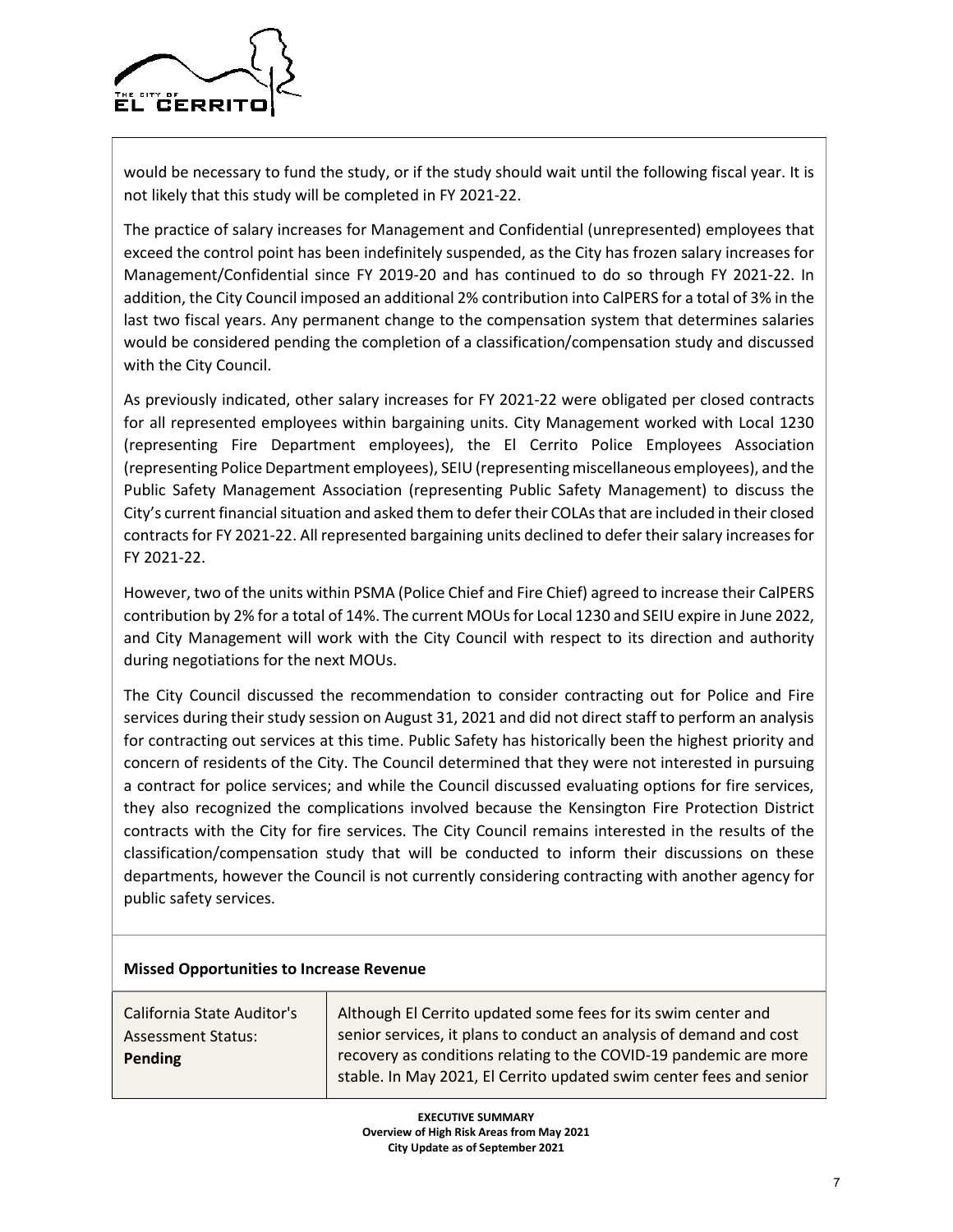would be necessary to fund the study, or if the study should wait until the following fiscal year. It is not likely that this study will be completed in FY 2021-22.

The practice of salary increases for Management and Confidential (unrepresented) employees that exceed the control point has been indefinitely suspended, as the City has frozen salary increases for Management/Confidential since FY 2019-20 and has continued to do so through FY 2021-22. In addition, the City Council imposed an additional 2% contribution into CalPERS for a total of 3% in the last two fiscal years. Any permanent change to the compensation system that determines salaries would be considered pending the completion of a classification/compensation study and discussed with the City Council.

As previously indicated, other salary increases for FY 2021-22 were obligated per closed contracts for all represented employees within bargaining units. City Management worked with Local 1230 (representing Fire Department employees), the El Cerrito Police Employees Association (representing Police Department employees), SEIU (representing miscellaneous employees), and the Public Safety Management Association (representing Public Safety Management) to discuss the City's current financial situation and asked them to defer their COLAs that are included in their closed contracts for FY 2021-22. All represented bargaining units declined to defer their salary increases for FY 2021-22.

However, two of the units within PSMA (Police Chief and Fire Chief) agreed to increase their CalPERS contribution by 2% for a total of 14%. The current MOUs for Local 1230 and SEIU expire in June 2022, and City Management will work with the City Council with respect to its direction and authority during negotiations for the next MOUs.

The City Council discussed the recommendation to consider contracting out for Police and Fire services during their study session on August 31, 2021 and did not direct staff to perform an analysis for contracting out services at this time. Public Safety has historically been the highest priority and concern of residents of the City. The Council determined that they were not interested in pursuing a contract for police services; and while the Council discussed evaluating options for fire services, they also recognized the complications involved because the Kensington Fire Protection District contracts with the City for fire services. The City Council remains interested in the results of the classification/compensation study that will be conducted to inform their discussions on these departments, however the Council is not currently considering contracting with another agency for public safety services.

**Missed Opportunities to Increase Revenue**

| California State Auditor's Assessment Status: **Pending** | Although El Cerrito updated some fees for its swim center and senior services, it plans to conduct an analysis of demand and cost recovery as conditions relating to the COVID-19 pandemic are more stable. In May 2021, El Cerrito updated swim center fees and senior |
|---|---|

**EXECUTIVE SUMMARY**
**Overview of High Risk Areas from May 2021**
**City Update as of September 2021**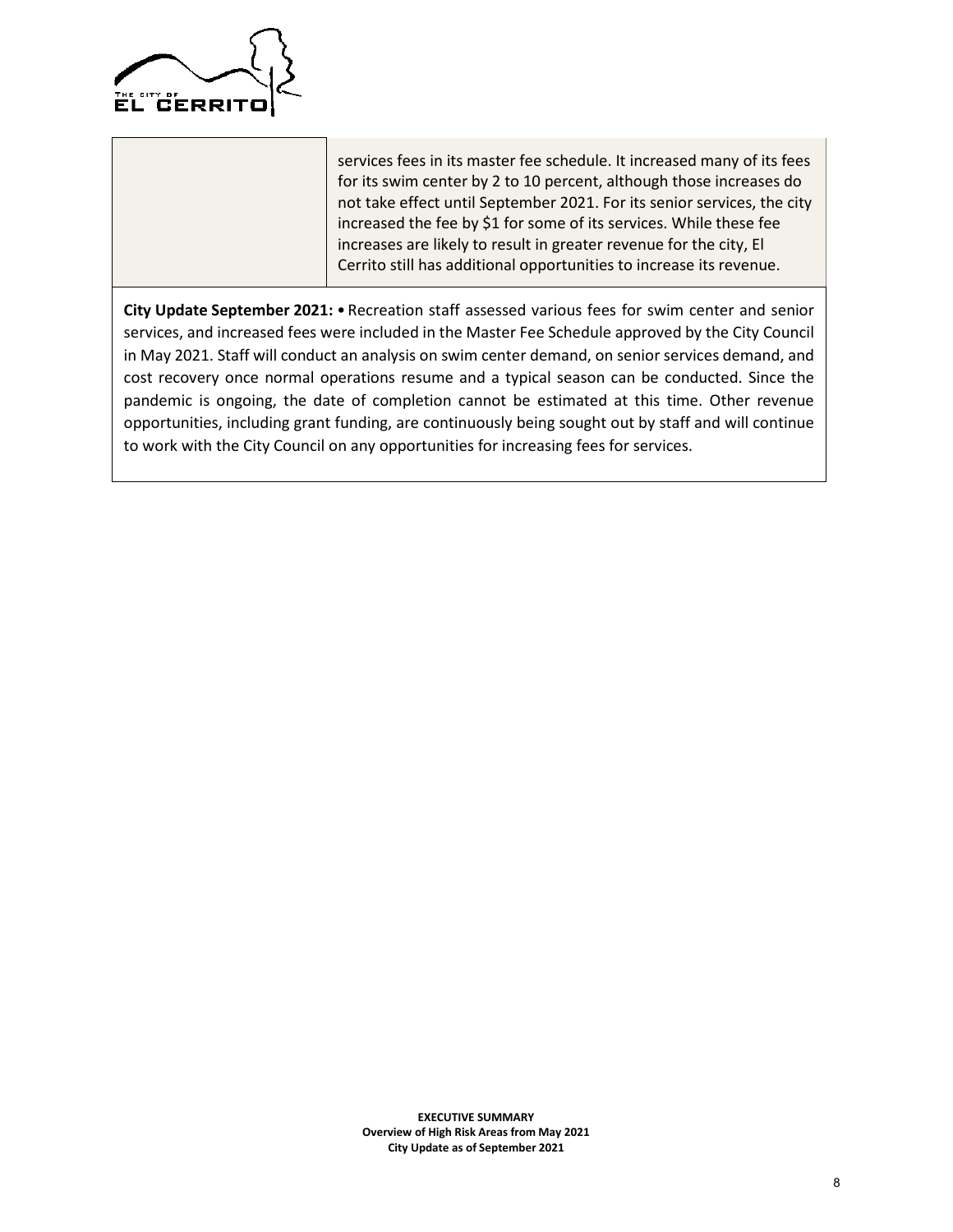| | |
|---|---|
| | services fees in its master fee schedule. It increased many of its fees for its swim center by 2 to 10 percent, although those increases do not take effect until September 2021. For its senior services, the city increased the fee by $1 for some of its services. While these fee increases are likely to result in greater revenue for the city, El Cerrito still has additional opportunities to increase its revenue. |

**City Update September 2021:** • Recreation staff assessed various fees for swim center and senior services, and increased fees were included in the Master Fee Schedule approved by the City Council in May 2021. Staff will conduct an analysis on swim center demand, on senior services demand, and cost recovery once normal operations resume and a typical season can be conducted. Since the pandemic is ongoing, the date of completion cannot be estimated at this time. Other revenue opportunities, including grant funding, are continuously being sought out by staff and will continue to work with the City Council on any opportunities for increasing fees for services.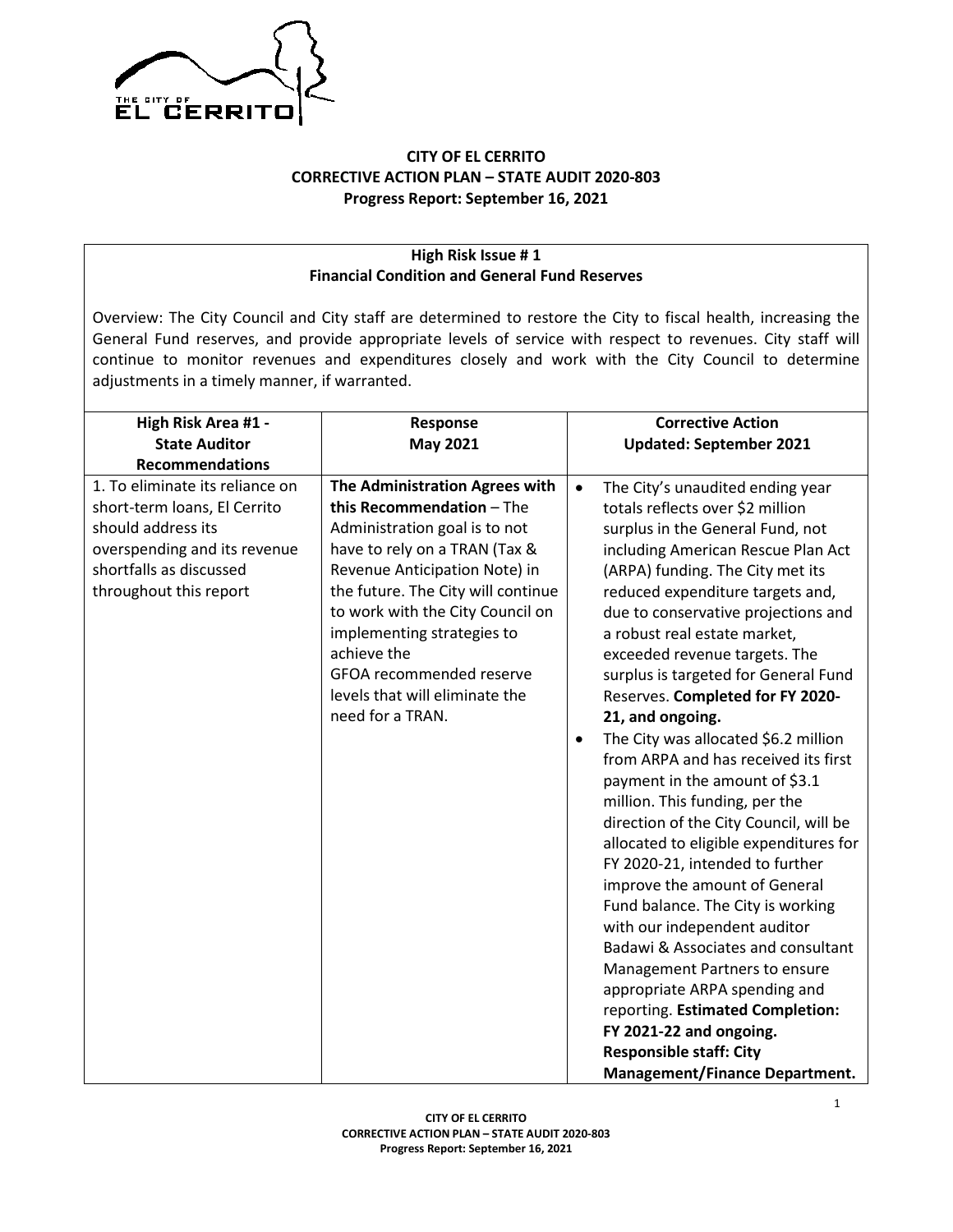# CITY OF EL CERRITO
## CORRECTIVE ACTION PLAN – STATE AUDIT 2020-803
### Progress Report: September 16, 2021

**High Risk Issue # 1**
**Financial Condition and General Fund Reserves**

Overview: The City Council and City staff are determined to restore the City to fiscal health, increasing the General Fund reserves, and provide appropriate levels of service with respect to revenues. City staff will continue to monitor revenues and expenditures closely and work with the City Council to determine adjustments in a timely manner, if warranted.

| High Risk Area #1 - State Auditor Recommendations | Response May 2021 | Corrective Action Updated: September 2021 |
|---|---|---|
| 1. To eliminate its reliance on short-term loans, El Cerrito should address its overspending and its revenue shortfalls as discussed throughout this report | **The Administration Agrees with this Recommendation** – The Administration goal is to not have to rely on a TRAN (Tax & Revenue Anticipation Note) in the future. The City will continue to work with the City Council on implementing strategies to achieve the GFOA recommended reserve levels that will eliminate the need for a TRAN. | • The City's unaudited ending year totals reflects over $2 million surplus in the General Fund, not including American Rescue Plan Act (ARPA) funding. The City met its reduced expenditure targets and, due to conservative projections and a robust real estate market, exceeded revenue targets. The surplus is targeted for General Fund Reserves. **Completed for FY 2020-21, and ongoing.**<br>• The City was allocated $6.2 million from ARPA and has received its first payment in the amount of $3.1 million. This funding, per the direction of the City Council, will be allocated to eligible expenditures for FY 2020-21, intended to further improve the amount of General Fund balance. The City is working with our independent auditor Badawi & Associates and consultant Management Partners to ensure appropriate ARPA spending and reporting. **Estimated Completion: FY 2021-22 and ongoing.**<br>**Responsible staff: City Management/Finance Department.** |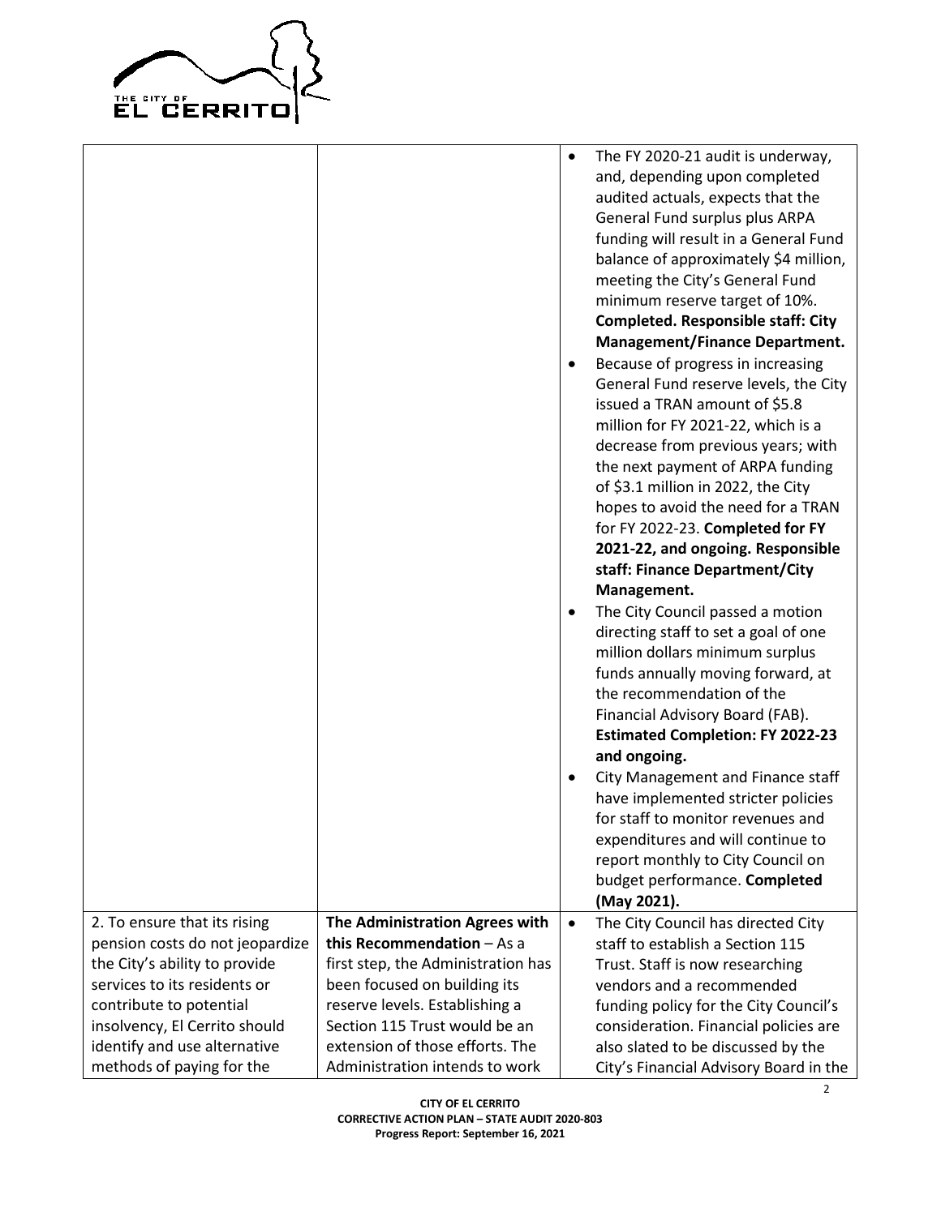| | | |
|---|---|---|
| | | • The FY 2020-21 audit is underway, and, depending upon completed audited actuals, expects that the General Fund surplus plus ARPA funding will result in a General Fund balance of approximately $4 million, meeting the City's General Fund minimum reserve target of 10%. **Completed. Responsible staff: City Management/Finance Department.**<br>• Because of progress in increasing General Fund reserve levels, the City issued a TRAN amount of $5.8 million for FY 2021-22, which is a decrease from previous years; with the next payment of ARPA funding of $3.1 million in 2022, the City hopes to avoid the need for a TRAN for FY 2022-23. **Completed for FY 2021-22, and ongoing. Responsible staff: Finance Department/City Management.**<br>• The City Council passed a motion directing staff to set a goal of one million dollars minimum surplus funds annually moving forward, at the recommendation of the Financial Advisory Board (FAB). **Estimated Completion: FY 2022-23 and ongoing.**<br>• City Management and Finance staff have implemented stricter policies for staff to monitor revenues and expenditures and will continue to report monthly to City Council on budget performance. **Completed (May 2021).** |
| 2. To ensure that its rising pension costs do not jeopardize the City's ability to provide services to its residents or contribute to potential insolvency, El Cerrito should identify and use alternative methods of paying for the | **The Administration Agrees with this Recommendation** – As a first step, the Administration has been focused on building its reserve levels. Establishing a Section 115 Trust would be an extension of those efforts. The Administration intends to work | • The City Council has directed City staff to establish a Section 115 Trust. Staff is now researching vendors and a recommended funding policy for the City Council's consideration. Financial policies are also slated to be discussed by the City's Financial Advisory Board in the |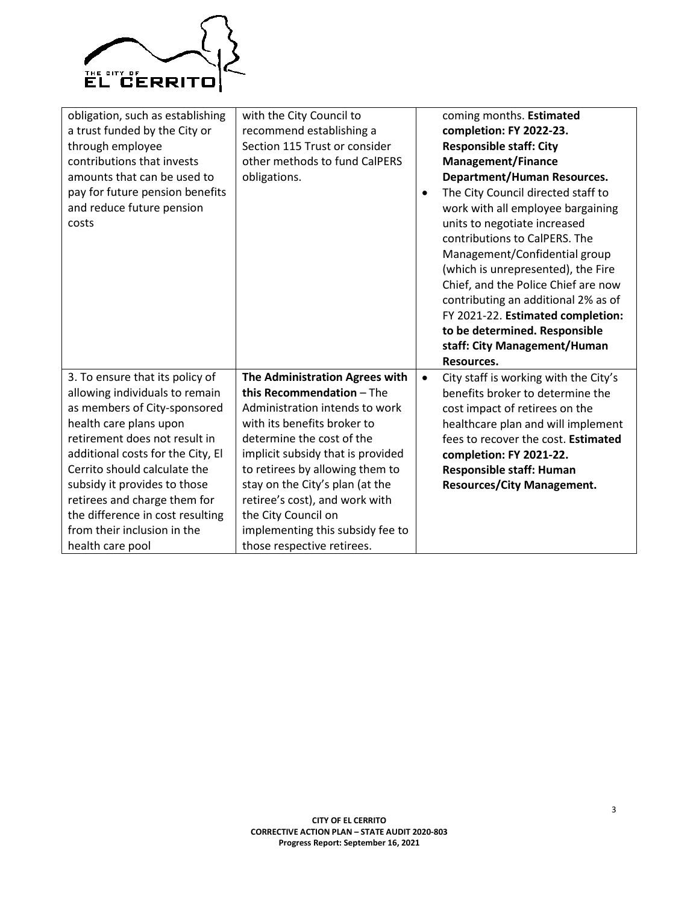| | | |
|---|---|---|
| obligation, such as establishing a trust funded by the City or through employee contributions that invests amounts that can be used to pay for future pension benefits and reduce future pension costs | with the City Council to recommend establishing a Section 115 Trust or consider other methods to fund CalPERS obligations. | coming months. **Estimated completion: FY 2022-23. Responsible staff: City Management/Finance Department/Human Resources.**<br>• The City Council directed staff to work with all employee bargaining units to negotiate increased contributions to CalPERS. The Management/Confidential group (which is unrepresented), the Fire Chief, and the Police Chief are now contributing an additional 2% as of FY 2021-22. **Estimated completion: to be determined. Responsible staff: City Management/Human Resources.** |
| 3. To ensure that its policy of allowing individuals to remain as members of City-sponsored health care plans upon retirement does not result in additional costs for the City, El Cerrito should calculate the subsidy it provides to those retirees and charge them for the difference in cost resulting from their inclusion in the health care pool | **The Administration Agrees with this Recommendation** – The Administration intends to work with its benefits broker to determine the cost of the implicit subsidy that is provided to retirees by allowing them to stay on the City's plan (at the retiree's cost), and work with the City Council on implementing this subsidy fee to those respective retirees. | • City staff is working with the City's benefits broker to determine the cost impact of retirees on the healthcare plan and will implement fees to recover the cost. **Estimated completion: FY 2021-22. Responsible staff: Human Resources/City Management.** |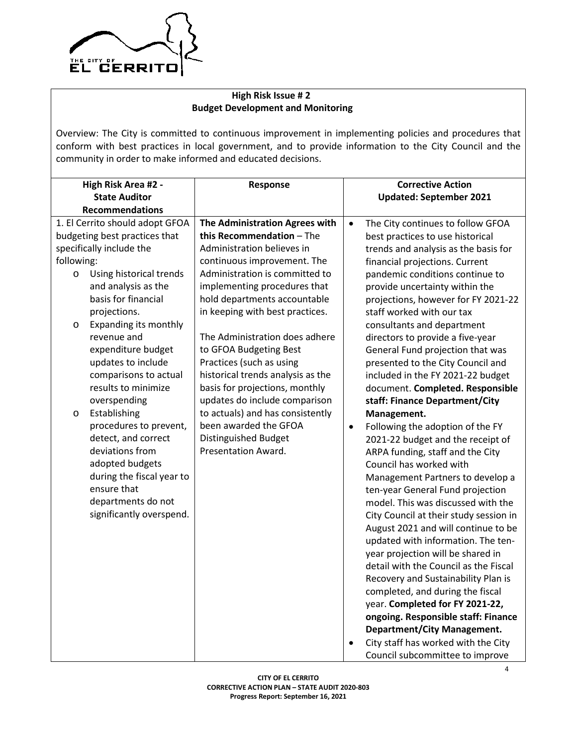## High Risk Issue # 2
## Budget Development and Monitoring

Overview: The City is committed to continuous improvement in implementing policies and procedures that conform with best practices in local government, and to provide information to the City Council and the community in order to make informed and educated decisions.

| High Risk Area #2 - State Auditor Recommendations | Response | Corrective Action Updated: September 2021 |
|---|---|---|
| 1. El Cerrito should adopt GFOA budgeting best practices that specifically include the following:<br>o Using historical trends and analysis as the basis for financial projections.<br>o Expanding its monthly revenue and expenditure budget updates to include comparisons to actual results to minimize overspending<br>o Establishing procedures to prevent, detect, and correct deviations from adopted budgets during the fiscal year to ensure that departments do not significantly overspend. | **The Administration Agrees with this Recommendation** – The Administration believes in continuous improvement. The Administration is committed to implementing procedures that hold departments accountable in keeping with best practices.<br><br>The Administration does adhere to GFOA Budgeting Best Practices (such as using historical trends analysis as the basis for projections, monthly updates do include comparison to actuals) and has consistently been awarded the GFOA Distinguished Budget Presentation Award. | • The City continues to follow GFOA best practices to use historical trends and analysis as the basis for financial projections. Current pandemic conditions continue to provide uncertainty within the projections, however for FY 2021-22 staff worked with our tax consultants and department directors to provide a five-year General Fund projection that was presented to the City Council and included in the FY 2021-22 budget document. **Completed. Responsible staff: Finance Department/City Management.**<br>• Following the adoption of the FY 2021-22 budget and the receipt of ARPA funding, staff and the City Council has worked with Management Partners to develop a ten-year General Fund projection model. This was discussed with the City Council at their study session in August 2021 and will continue to be updated with information. The ten-year projection will be shared in detail with the Council as the Fiscal Recovery and Sustainability Plan is completed, and during the fiscal year. **Completed for FY 2021-22, ongoing. Responsible staff: Finance Department/City Management.**<br>• City staff has worked with the City Council subcommittee to improve |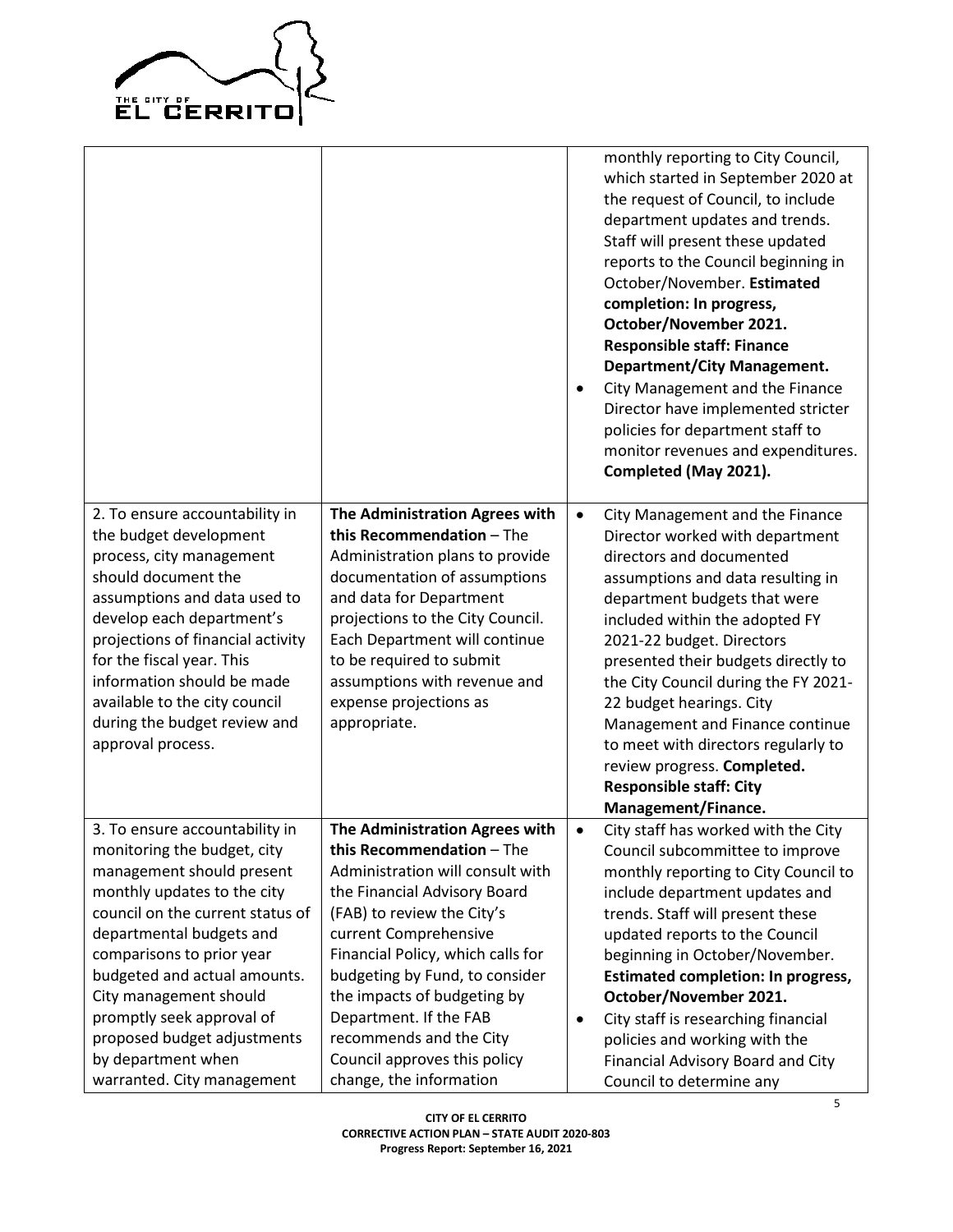| | | |
|---|---|---|
| | | monthly reporting to City Council, which started in September 2020 at the request of Council, to include department updates and trends. Staff will present these updated reports to the Council beginning in October/November. **Estimated completion: In progress, October/November 2021. Responsible staff: Finance Department/City Management.**<br>• City Management and the Finance Director have implemented stricter policies for department staff to monitor revenues and expenditures. **Completed (May 2021).** |
| 2. To ensure accountability in the budget development process, city management should document the assumptions and data used to develop each department's projections of financial activity for the fiscal year. This information should be made available to the city council during the budget review and approval process. | **The Administration Agrees with this Recommendation** – The Administration plans to provide documentation of assumptions and data for Department projections to the City Council. Each Department will continue to be required to submit assumptions with revenue and expense projections as appropriate. | • City Management and the Finance Director worked with department directors and documented assumptions and data resulting in department budgets that were included within the adopted FY 2021-22 budget. Directors presented their budgets directly to the City Council during the FY 2021-22 budget hearings. City Management and Finance continue to meet with directors regularly to review progress. **Completed. Responsible staff: City Management/Finance.** |
| 3. To ensure accountability in monitoring the budget, city management should present monthly updates to the city council on the current status of departmental budgets and comparisons to prior year budgeted and actual amounts. City management should promptly seek approval of proposed budget adjustments by department when warranted. City management | **The Administration Agrees with this Recommendation** – The Administration will consult with the Financial Advisory Board (FAB) to review the City's current Comprehensive Financial Policy, which calls for budgeting by Fund, to consider the impacts of budgeting by Department. If the FAB recommends and the City Council approves this policy change, the information | • City staff has worked with the City Council subcommittee to improve monthly reporting to City Council to include department updates and trends. Staff will present these updated reports to the Council beginning in October/November. **Estimated completion: In progress, October/November 2021.**<br>• City staff is researching financial policies and working with the Financial Advisory Board and City Council to determine any |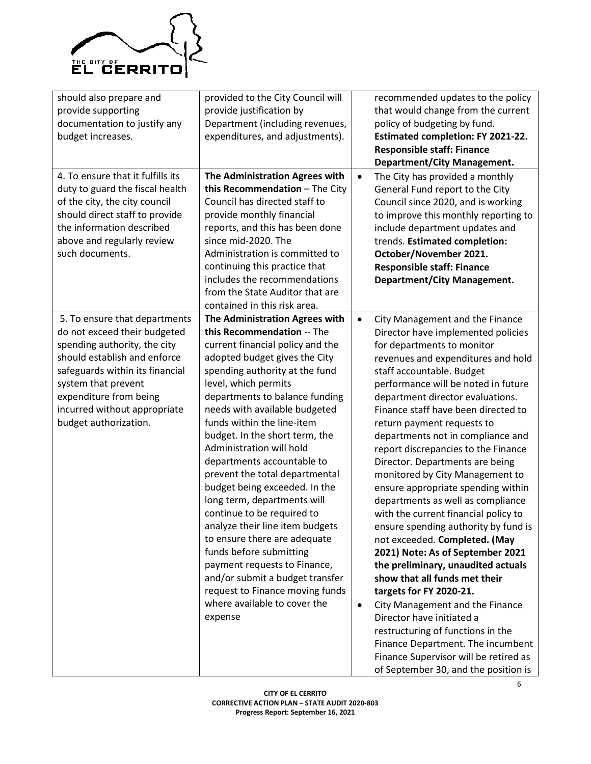| | | |
|---|---|---|
| should also prepare and provide supporting documentation to justify any budget increases. | provided to the City Council will provide justification by Department (including revenues, expenditures, and adjustments). | recommended updates to the policy that would change from the current policy of budgeting by fund. **Estimated completion: FY 2021-22. Responsible staff: Finance Department/City Management.** |
| 4. To ensure that it fulfills its duty to guard the fiscal health of the city, the city council should direct staff to provide the information described above and regularly review such documents. | **The Administration Agrees with this Recommendation** – The City Council has directed staff to provide monthly financial reports, and this has been done since mid-2020. The Administration is committed to continuing this practice that includes the recommendations from the State Auditor that are contained in this risk area. | • The City has provided a monthly General Fund report to the City Council since 2020, and is working to improve this monthly reporting to include department updates and trends. **Estimated completion: October/November 2021. Responsible staff: Finance Department/City Management.** |
| 5. To ensure that departments do not exceed their budgeted spending authority, the city should establish and enforce safeguards within its financial system that prevent expenditure from being incurred without appropriate budget authorization. | **The Administration Agrees with this Recommendation** -- The current financial policy and the adopted budget gives the City spending authority at the fund level, which permits departments to balance funding needs with available budgeted funds within the line-item budget. In the short term, the Administration will hold departments accountable to prevent the total departmental budget being exceeded. In the long term, departments will continue to be required to analyze their line item budgets to ensure there are adequate funds before submitting payment requests to Finance, and/or submit a budget transfer request to Finance moving funds where available to cover the expense | • City Management and the Finance Director have implemented policies for departments to monitor revenues and expenditures and hold staff accountable. Budget performance will be noted in future department director evaluations. Finance staff have been directed to return payment requests to departments not in compliance and report discrepancies to the Finance Director. Departments are being monitored by City Management to ensure appropriate spending within departments as well as compliance with the current financial policy to ensure spending authority by fund is not exceeded. **Completed. (May 2021) Note: As of September 2021 the preliminary, unaudited actuals show that all funds met their targets for FY 2020-21.**<br>• City Management and the Finance Director have initiated a restructuring of functions in the Finance Department. The incumbent Finance Supervisor will be retired as of September 30, and the position is |

**CITY OF EL CERRITO**
**CORRECTIVE ACTION PLAN – STATE AUDIT 2020-803**
**Progress Report: September 16, 2021**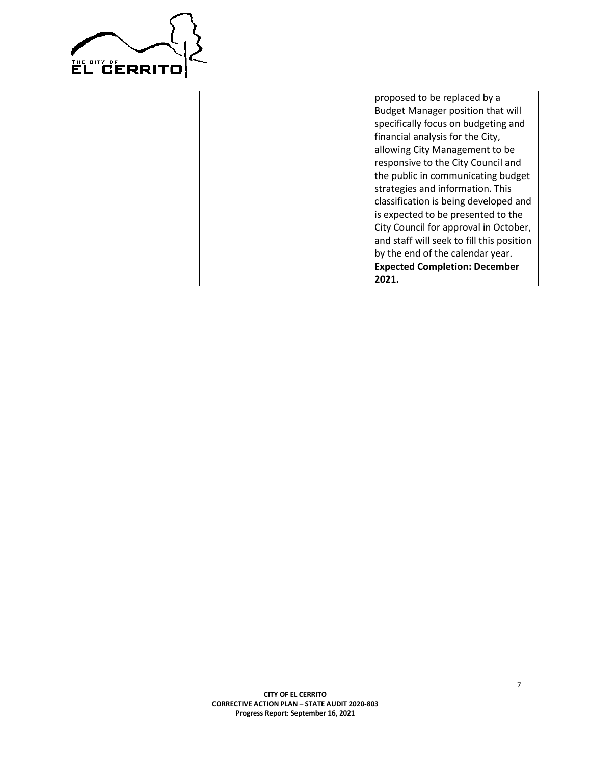|  |  | proposed to be replaced by a Budget Manager position that will specifically focus on budgeting and financial analysis for the City, allowing City Management to be responsive to the City Council and the public in communicating budget strategies and information. This classification is being developed and is expected to be presented to the City Council for approval in October, and staff will seek to fill this position by the end of the calendar year. **Expected Completion: December 2021.** |
|---|---|---|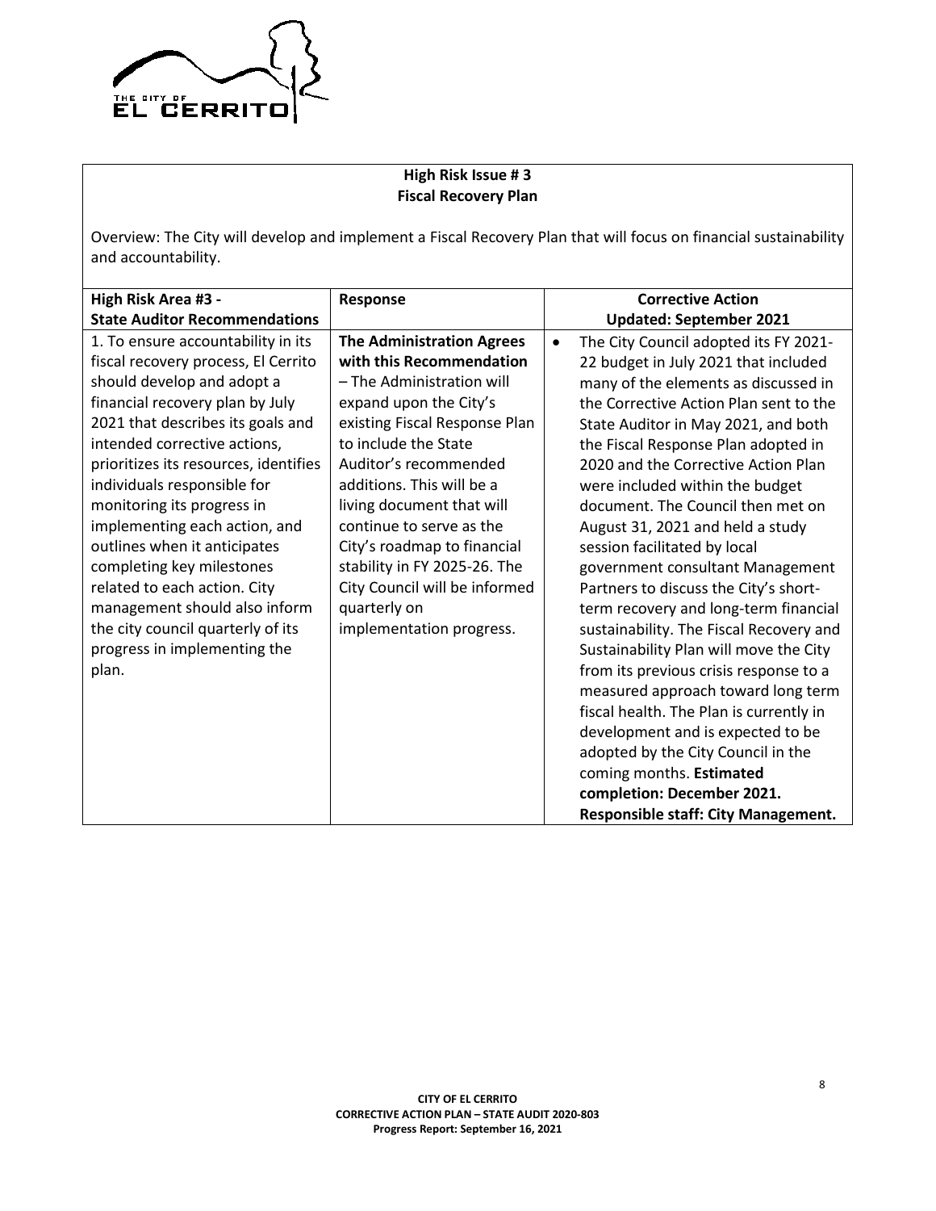## High Risk Issue # 3
## Fiscal Recovery Plan

Overview: The City will develop and implement a Fiscal Recovery Plan that will focus on financial sustainability and accountability.

| High Risk Area #3 - State Auditor Recommendations | Response | Corrective Action Updated: September 2021 |
|---|---|---|
| 1. To ensure accountability in its fiscal recovery process, El Cerrito should develop and adopt a financial recovery plan by July 2021 that describes its goals and intended corrective actions, prioritizes its resources, identifies individuals responsible for monitoring its progress in implementing each action, and outlines when it anticipates completing key milestones related to each action. City management should also inform the city council quarterly of its progress in implementing the plan. | **The Administration Agrees with this Recommendation** – The Administration will expand upon the City's existing Fiscal Response Plan to include the State Auditor's recommended additions. This will be a living document that will continue to serve as the City's roadmap to financial stability in FY 2025-26. The City Council will be informed quarterly on implementation progress. | • The City Council adopted its FY 2021-22 budget in July 2021 that included many of the elements as discussed in the Corrective Action Plan sent to the State Auditor in May 2021, and both the Fiscal Response Plan adopted in 2020 and the Corrective Action Plan were included within the budget document. The Council then met on August 31, 2021 and held a study session facilitated by local government consultant Management Partners to discuss the City's short-term recovery and long-term financial sustainability. The Fiscal Recovery and Sustainability Plan will move the City from its previous crisis response to a measured approach toward long term fiscal health. The Plan is currently in development and is expected to be adopted by the City Council in the coming months. **Estimated completion: December 2021. Responsible staff: City Management.** |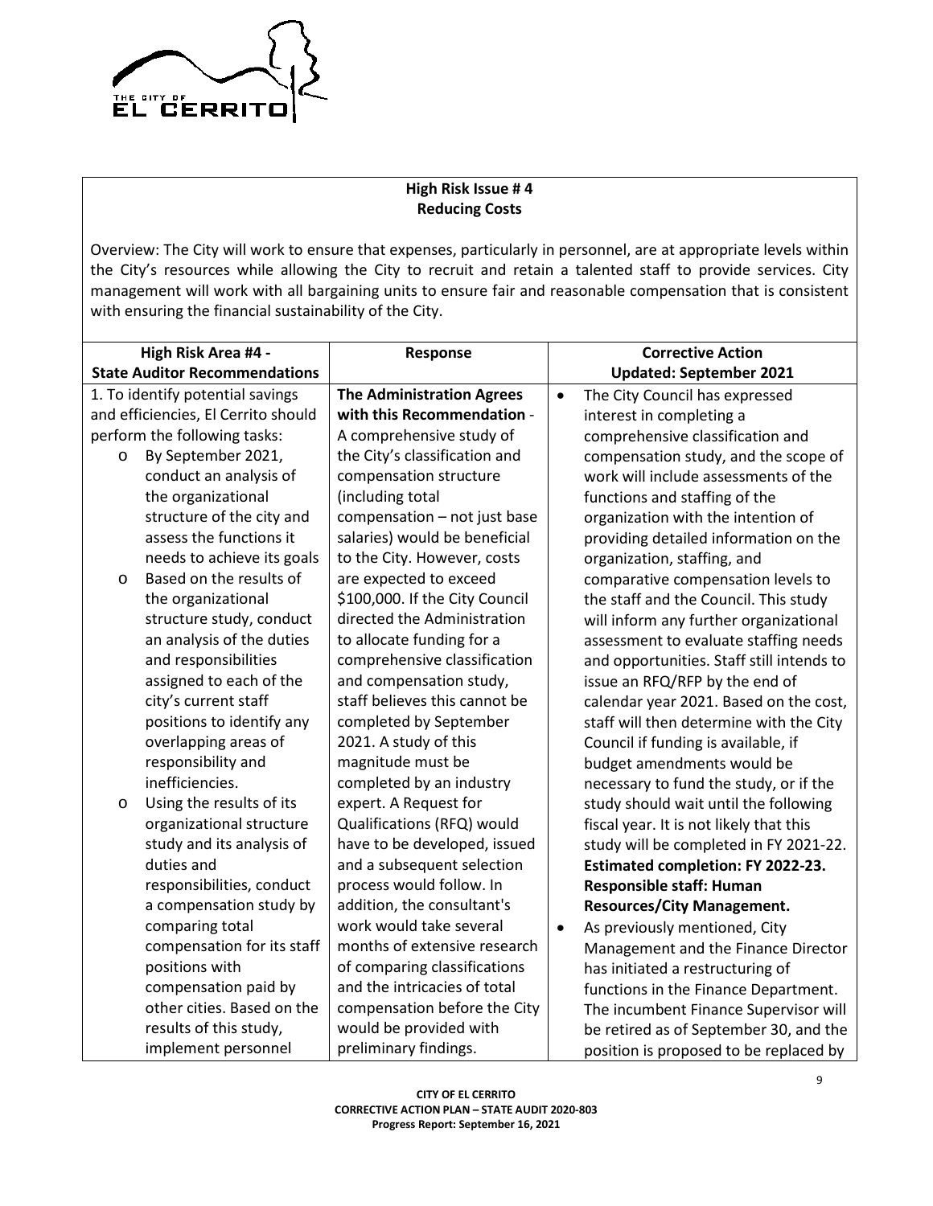**High Risk Issue # 4**
**Reducing Costs**

Overview: The City will work to ensure that expenses, particularly in personnel, are at appropriate levels within the City's resources while allowing the City to recruit and retain a talented staff to provide services. City management will work with all bargaining units to ensure fair and reasonable compensation that is consistent with ensuring the financial sustainability of the City.

| High Risk Area #4 - State Auditor Recommendations | Response | Corrective Action Updated: September 2021 |
|---|---|---|
| 1. To identify potential savings and efficiencies, El Cerrito should perform the following tasks:<br>o By September 2021, conduct an analysis of the organizational structure of the city and assess the functions it needs to achieve its goals<br>o Based on the results of the organizational structure study, conduct an analysis of the duties and responsibilities assigned to each of the city's current staff positions to identify any overlapping areas of responsibility and inefficiencies.<br>o Using the results of its organizational structure study and its analysis of duties and responsibilities, conduct a compensation study by comparing total compensation for its staff positions with compensation paid by other cities. Based on the results of this study, implement personnel | **The Administration Agrees with this Recommendation** - A comprehensive study of the City's classification and compensation structure (including total compensation – not just base salaries) would be beneficial to the City. However, costs are expected to exceed \$100,000. If the City Council directed the Administration to allocate funding for a comprehensive classification and compensation study, staff believes this cannot be completed by September 2021. A study of this magnitude must be completed by an industry expert. A Request for Qualifications (RFQ) would have to be developed, issued and a subsequent selection process would follow. In addition, the consultant's work would take several months of extensive research of comparing classifications and the intricacies of total compensation before the City would be provided with preliminary findings. | • The City Council has expressed interest in completing a comprehensive classification and compensation study, and the scope of work will include assessments of the functions and staffing of the organization with the intention of providing detailed information on the organization, staffing, and comparative compensation levels to the staff and the Council. This study will inform any further organizational assessment to evaluate staffing needs and opportunities. Staff still intends to issue an RFQ/RFP by the end of calendar year 2021. Based on the cost, staff will then determine with the City Council if funding is available, if budget amendments would be necessary to fund the study, or if the study should wait until the following fiscal year. It is not likely that this study will be completed in FY 2021-22. **Estimated completion: FY 2022-23. Responsible staff: Human Resources/City Management.**<br>• As previously mentioned, City Management and the Finance Director has initiated a restructuring of functions in the Finance Department. The incumbent Finance Supervisor will be retired as of September 30, and the position is proposed to be replaced by |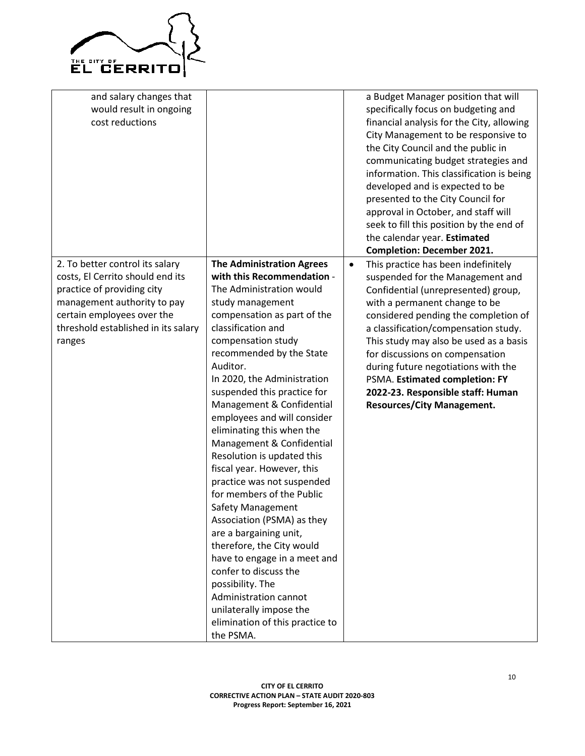| | | |
|---|---|---|
| and salary changes that would result in ongoing cost reductions | | a Budget Manager position that will specifically focus on budgeting and financial analysis for the City, allowing City Management to be responsive to the City Council and the public in communicating budget strategies and information. This classification is being developed and is expected to be presented to the City Council for approval in October, and staff will seek to fill this position by the end of the calendar year. **Estimated Completion: December 2021.** |
| 2. To better control its salary costs, El Cerrito should end its practice of providing city management authority to pay certain employees over the threshold established in its salary ranges | **The Administration Agrees with this Recommendation** - The Administration would study management compensation as part of the classification and compensation study recommended by the State Auditor.<br>In 2020, the Administration suspended this practice for Management & Confidential employees and will consider eliminating this when the Management & Confidential Resolution is updated this fiscal year. However, this practice was not suspended for members of the Public Safety Management Association (PSMA) as they are a bargaining unit, therefore, the City would have to engage in a meet and confer to discuss the possibility. The Administration cannot unilaterally impose the elimination of this practice to the PSMA. | • This practice has been indefinitely suspended for the Management and Confidential (unrepresented) group, with a permanent change to be considered pending the completion of a classification/compensation study. This study may also be used as a basis for discussions on compensation during future negotiations with the PSMA. **Estimated completion: FY 2022-23. Responsible staff: Human Resources/City Management.** |

**CITY OF EL CERRITO**
**CORRECTIVE ACTION PLAN – STATE AUDIT 2020-803**
**Progress Report: September 16, 2021**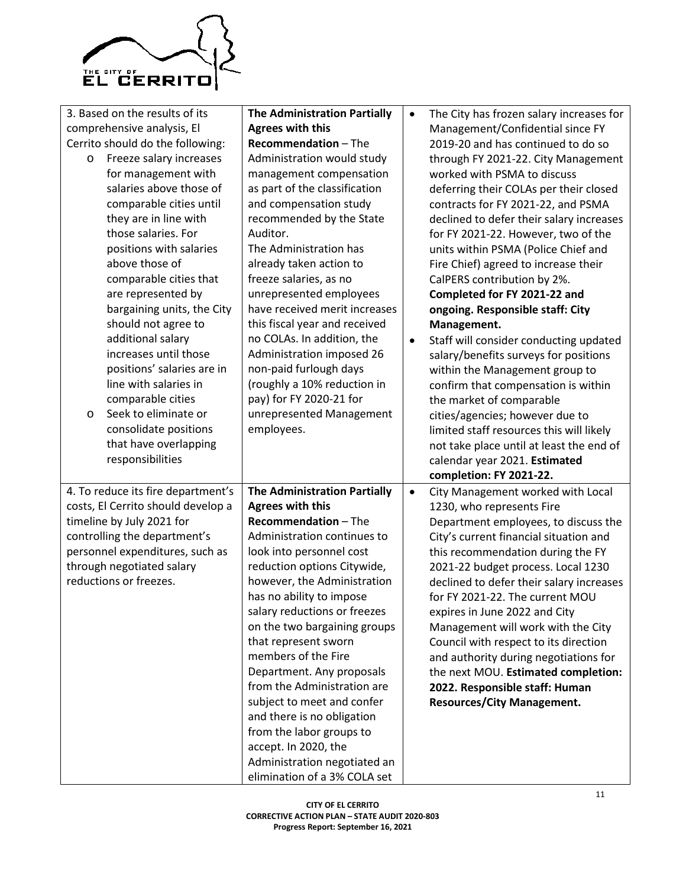| | | |
|---|---|---|
| 3. Based on the results of its comprehensive analysis, El Cerrito should do the following:<br>o Freeze salary increases for management with salaries above those of comparable cities until they are in line with those salaries. For positions with salaries above those of comparable cities that are represented by bargaining units, the City should not agree to additional salary increases until those positions' salaries are in line with salaries in comparable cities<br>o Seek to eliminate or consolidate positions that have overlapping responsibilities | **The Administration Partially Agrees with this Recommendation** – The Administration would study management compensation as part of the classification and compensation study recommended by the State Auditor.<br>The Administration has already taken action to freeze salaries, as no unrepresented employees have received merit increases this fiscal year and received no COLAs. In addition, the Administration imposed 26 non-paid furlough days (roughly a 10% reduction in pay) for FY 2020-21 for unrepresented Management employees. | • The City has frozen salary increases for Management/Confidential since FY 2019-20 and has continued to do so through FY 2021-22. City Management worked with PSMA to discuss deferring their COLAs per their closed contracts for FY 2021-22, and PSMA declined to defer their salary increases for FY 2021-22. However, two of the units within PSMA (Police Chief and Fire Chief) agreed to increase their CalPERS contribution by 2%. **Completed for FY 2021-22 and ongoing. Responsible staff: City Management.**<br>• Staff will consider conducting updated salary/benefits surveys for positions within the Management group to confirm that compensation is within the market of comparable cities/agencies; however due to limited staff resources this will likely not take place until at least the end of calendar year 2021. **Estimated completion: FY 2021-22.** |
| 4. To reduce its fire department's costs, El Cerrito should develop a timeline by July 2021 for controlling the department's personnel expenditures, such as through negotiated salary reductions or freezes. | **The Administration Partially Agrees with this Recommendation** – The Administration continues to look into personnel cost reduction options Citywide, however, the Administration has no ability to impose salary reductions or freezes on the two bargaining groups that represent sworn members of the Fire Department. Any proposals from the Administration are subject to meet and confer and there is no obligation from the labor groups to accept. In 2020, the Administration negotiated an elimination of a 3% COLA set | • City Management worked with Local 1230, who represents Fire Department employees, to discuss the City's current financial situation and this recommendation during the FY 2021-22 budget process. Local 1230 declined to defer their salary increases for FY 2021-22. The current MOU expires in June 2022 and City Management will work with the City Council with respect to its direction and authority during negotiations for the next MOU. **Estimated completion: 2022. Responsible staff: Human Resources/City Management.** |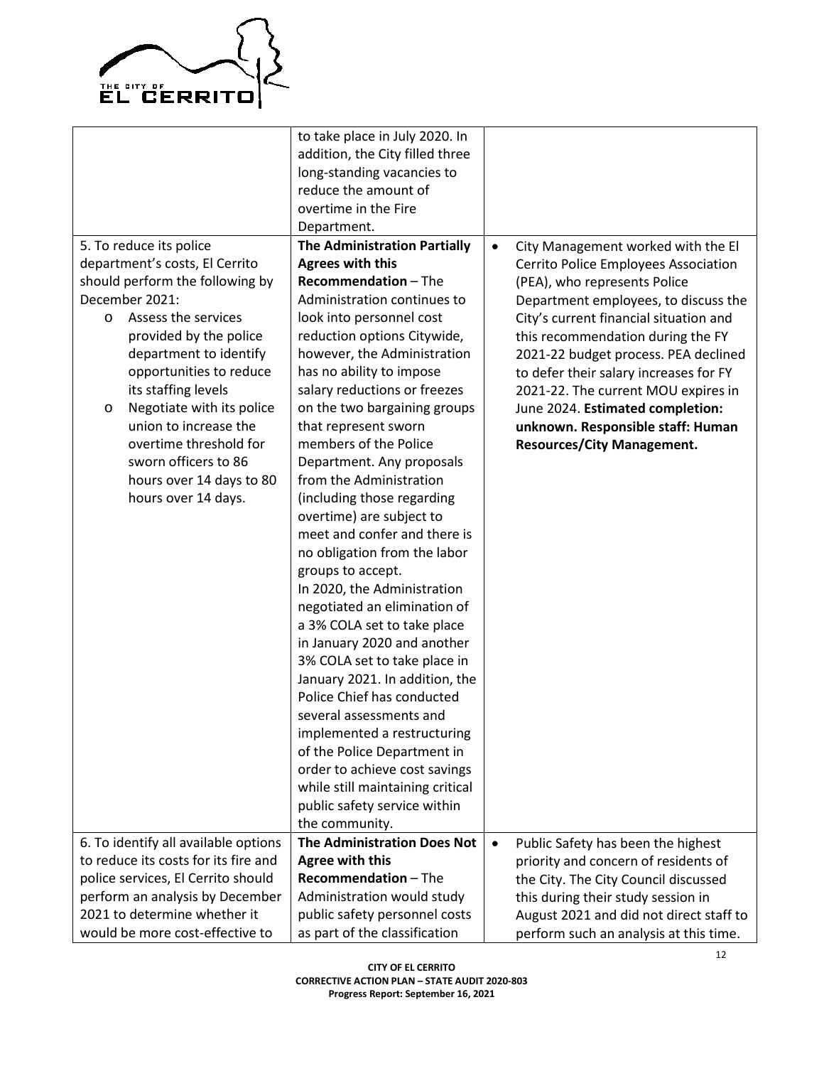| | | |
|---|---|---|
| | to take place in July 2020. In addition, the City filled three long-standing vacancies to reduce the amount of overtime in the Fire Department. | |
| 5. To reduce its police department's costs, El Cerrito should perform the following by December 2021:<br>o Assess the services provided by the police department to identify opportunities to reduce its staffing levels<br>o Negotiate with its police union to increase the overtime threshold for sworn officers to 86 hours over 14 days to 80 hours over 14 days. | **The Administration Partially Agrees with this Recommendation** – The Administration continues to look into personnel cost reduction options Citywide, however, the Administration has no ability to impose salary reductions or freezes on the two bargaining groups that represent sworn members of the Police Department. Any proposals from the Administration (including those regarding overtime) are subject to meet and confer and there is no obligation from the labor groups to accept.<br>In 2020, the Administration negotiated an elimination of a 3% COLA set to take place in January 2020 and another 3% COLA set to take place in January 2021. In addition, the Police Chief has conducted several assessments and implemented a restructuring of the Police Department in order to achieve cost savings while still maintaining critical public safety service within the community. | • City Management worked with the El Cerrito Police Employees Association (PEA), who represents Police Department employees, to discuss the City's current financial situation and this recommendation during the FY 2021-22 budget process. PEA declined to defer their salary increases for FY 2021-22. The current MOU expires in June 2024. **Estimated completion: unknown. Responsible staff: Human Resources/City Management.** |
| 6. To identify all available options to reduce its costs for its fire and police services, El Cerrito should perform an analysis by December 2021 to determine whether it would be more cost-effective to | **The Administration Does Not Agree with this Recommendation** – The Administration would study public safety personnel costs as part of the classification | • Public Safety has been the highest priority and concern of residents of the City. The City Council discussed this during their study session in August 2021 and did not direct staff to perform such an analysis at this time. |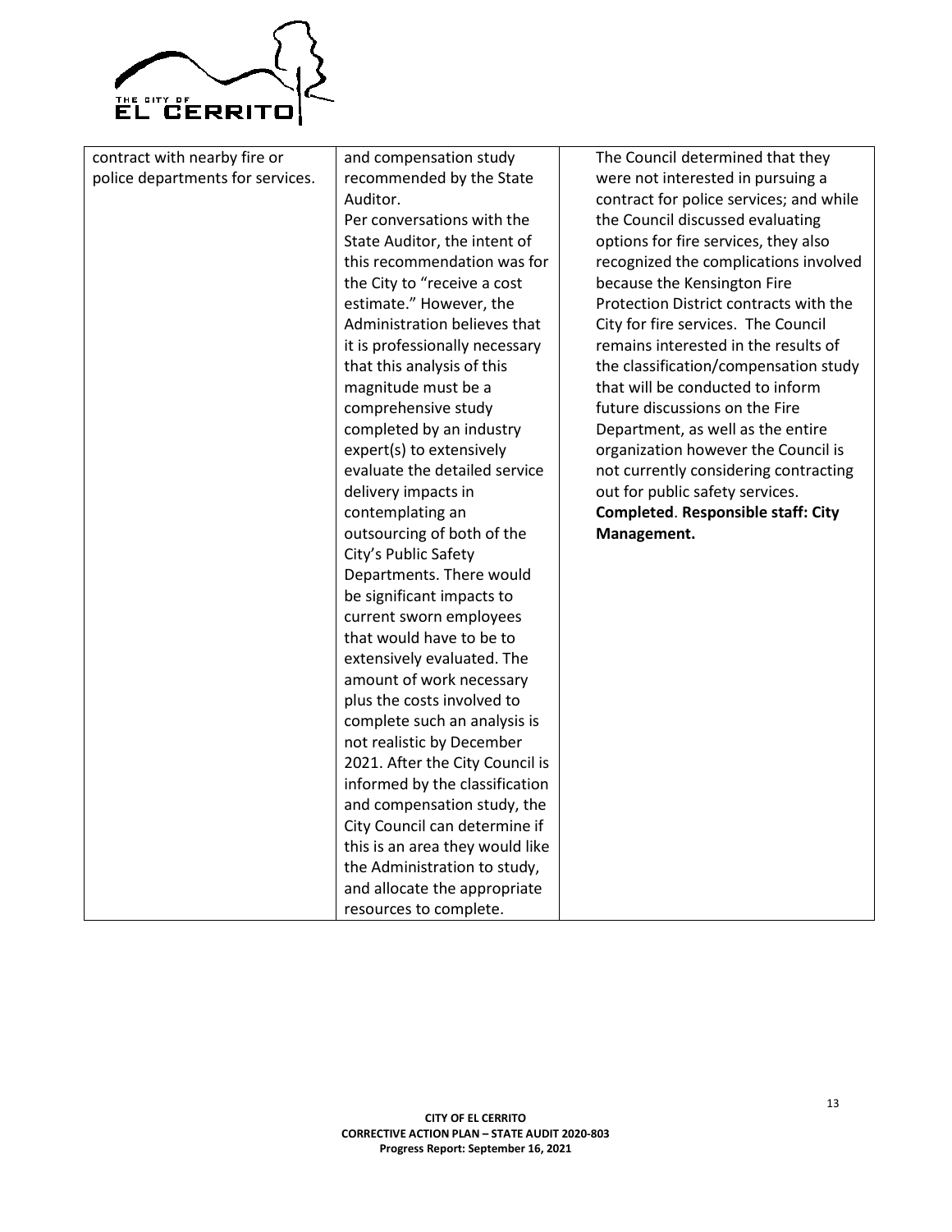| contract with nearby fire or police departments for services. | and compensation study recommended by the State Auditor.<br>Per conversations with the State Auditor, the intent of this recommendation was for the City to "receive a cost estimate." However, the Administration believes that it is professionally necessary that this analysis of this magnitude must be a comprehensive study completed by an industry expert(s) to extensively evaluate the detailed service delivery impacts in contemplating an outsourcing of both of the City's Public Safety Departments. There would be significant impacts to current sworn employees that would have to be to extensively evaluated. The amount of work necessary plus the costs involved to complete such an analysis is not realistic by December 2021. After the City Council is informed by the classification and compensation study, the City Council can determine if this is an area they would like the Administration to study, and allocate the appropriate resources to complete. | The Council determined that they were not interested in pursuing a contract for police services; and while the Council discussed evaluating options for fire services, they also recognized the complications involved because the Kensington Fire Protection District contracts with the City for fire services. The Council remains interested in the results of the classification/compensation study that will be conducted to inform future discussions on the Fire Department, as well as the entire organization however the Council is not currently considering contracting out for public safety services.<br>**Completed**. **Responsible staff: City Management.** |
|---|---|---|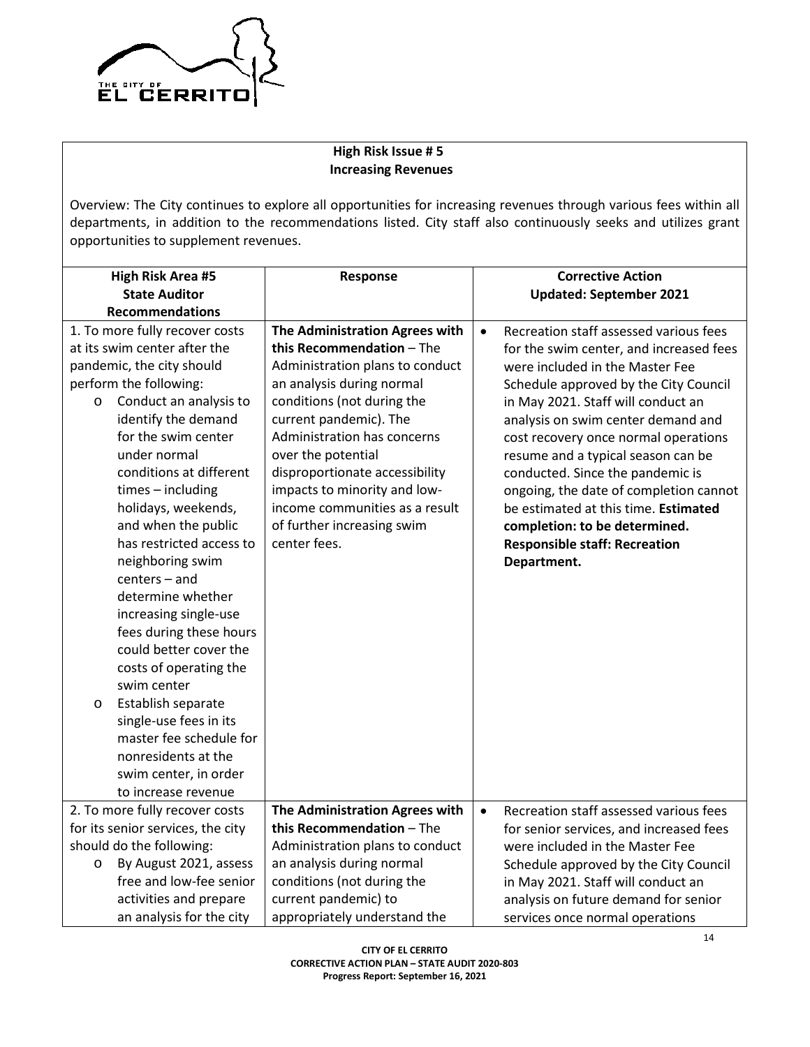**High Risk Issue # 5**
**Increasing Revenues**

Overview: The City continues to explore all opportunities for increasing revenues through various fees within all departments, in addition to the recommendations listed. City staff also continuously seeks and utilizes grant opportunities to supplement revenues.

| High Risk Area #5 State Auditor Recommendations | Response | Corrective Action Updated: September 2021 |
|---|---|---|
| 1. To more fully recover costs at its swim center after the pandemic, the city should perform the following:<br>o Conduct an analysis to identify the demand for the swim center under normal conditions at different times – including holidays, weekends, and when the public has restricted access to neighboring swim centers – and determine whether increasing single-use fees during these hours could better cover the costs of operating the swim center<br>o Establish separate single-use fees in its master fee schedule for nonresidents at the swim center, in order to increase revenue | **The Administration Agrees with this Recommendation** – The Administration plans to conduct an analysis during normal conditions (not during the current pandemic). The Administration has concerns over the potential disproportionate accessibility impacts to minority and low-income communities as a result of further increasing swim center fees. | • Recreation staff assessed various fees for the swim center, and increased fees were included in the Master Fee Schedule approved by the City Council in May 2021. Staff will conduct an analysis on swim center demand and cost recovery once normal operations resume and a typical season can be conducted. Since the pandemic is ongoing, the date of completion cannot be estimated at this time. **Estimated completion: to be determined. Responsible staff: Recreation Department.** |
| 2. To more fully recover costs for its senior services, the city should do the following:<br>o By August 2021, assess free and low-fee senior activities and prepare an analysis for the city | **The Administration Agrees with this Recommendation** – The Administration plans to conduct an analysis during normal conditions (not during the current pandemic) to appropriately understand the | • Recreation staff assessed various fees for senior services, and increased fees were included in the Master Fee Schedule approved by the City Council in May 2021. Staff will conduct an analysis on future demand for senior services once normal operations |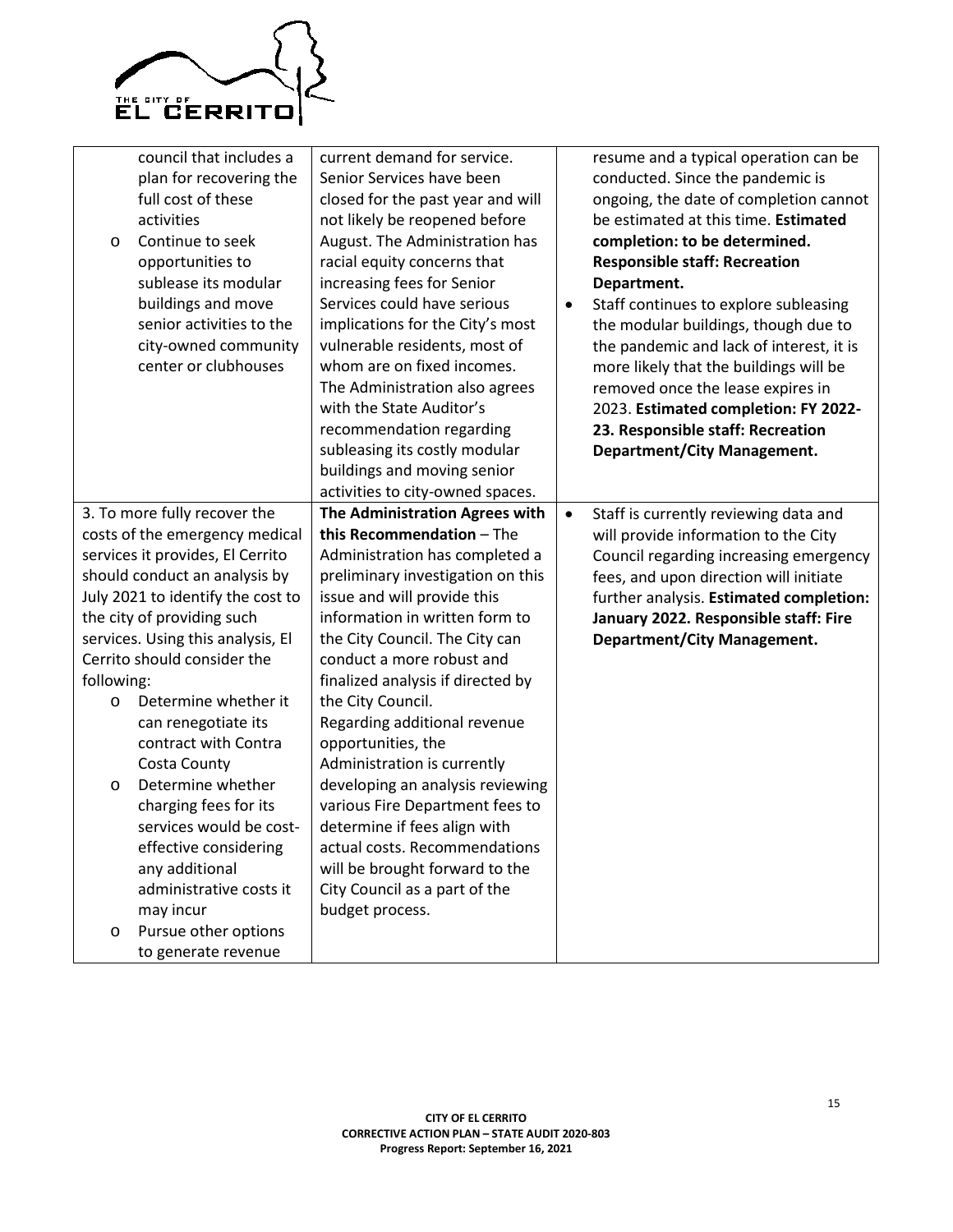| | | |
|---|---|---|
| council that includes a plan for recovering the full cost of these activities<br>o Continue to seek opportunities to sublease its modular buildings and move senior activities to the city-owned community center or clubhouses | current demand for service. Senior Services have been closed for the past year and will not likely be reopened before August. The Administration has racial equity concerns that increasing fees for Senior Services could have serious implications for the City's most vulnerable residents, most of whom are on fixed incomes. The Administration also agrees with the State Auditor's recommendation regarding subleasing its costly modular buildings and moving senior activities to city-owned spaces. | resume and a typical operation can be conducted. Since the pandemic is ongoing, the date of completion cannot be estimated at this time. **Estimated completion: to be determined. Responsible staff: Recreation Department.**<br>• Staff continues to explore subleasing the modular buildings, though due to the pandemic and lack of interest, it is more likely that the buildings will be removed once the lease expires in 2023. **Estimated completion: FY 2022-23. Responsible staff: Recreation Department/City Management.** |
| 3. To more fully recover the costs of the emergency medical services it provides, El Cerrito should conduct an analysis by July 2021 to identify the cost to the city of providing such services. Using this analysis, El Cerrito should consider the following:<br>o Determine whether it can renegotiate its contract with Contra Costa County<br>o Determine whether charging fees for its services would be cost-effective considering any additional administrative costs it may incur<br>o Pursue other options to generate revenue | **The Administration Agrees with this Recommendation** – The Administration has completed a preliminary investigation on this issue and will provide this information in written form to the City Council. The City can conduct a more robust and finalized analysis if directed by the City Council.<br>Regarding additional revenue opportunities, the Administration is currently developing an analysis reviewing various Fire Department fees to determine if fees align with actual costs. Recommendations will be brought forward to the City Council as a part of the budget process. | • Staff is currently reviewing data and will provide information to the City Council regarding increasing emergency fees, and upon direction will initiate further analysis. **Estimated completion: January 2022. Responsible staff: Fire Department/City Management.** |